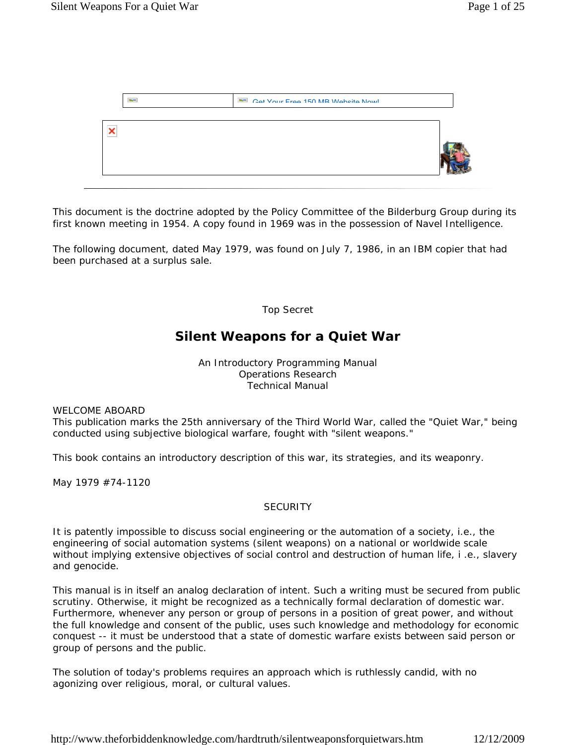Get Your Free 150 MB Website Now!

This document is the doctrine adopted by the Policy Committee of the Bilderburg Group during its first known meeting in 1954. A copy found in 1969 was in the possession of Navel Intelligence.

The following document, dated May 1979, was found on July 7, 1986, in an IBM copier that had been purchased at a surplus sale.

Top Secret

# Silent Weapons for a Quiet War

An Introductory Programming Manual
Operations Research
Technical Manual

WELCOME ABOARD
This publication marks the 25th anniversary of the Third World War, called the "Quiet War," being conducted using subjective biological warfare, fought with "silent weapons."

This book contains an introductory description of this war, its strategies, and its weaponry.

May 1979 #74-1120

## SECURITY

It is patently impossible to discuss social engineering or the automation of a society, i.e., the engineering of social automation systems (silent weapons) on a national or worldwide scale without implying extensive objectives of social control and destruction of human life, i .e., slavery and genocide.

This manual is in itself an analog declaration of intent. Such a writing must be secured from public scrutiny. Otherwise, it might be recognized as a technically formal declaration of domestic war. Furthermore, whenever any person or group of persons in a position of great power, and without the full knowledge and consent of the public, uses such knowledge and methodology for economic conquest -- it must be understood that a state of domestic warfare exists between said person or group of persons and the public.

The solution of today's problems requires an approach which is ruthlessly candid, with no agonizing over religious, moral, or cultural values.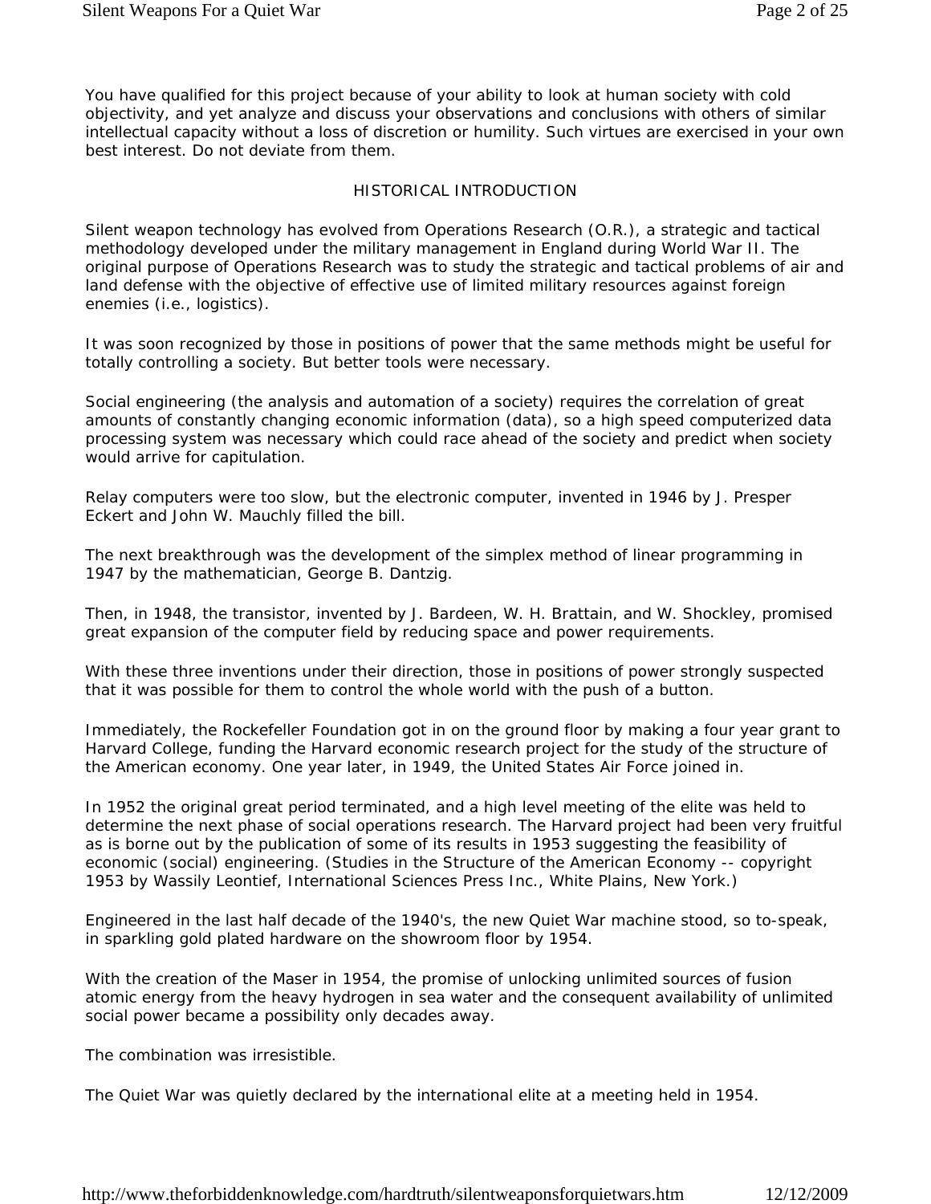You have qualified for this project because of your ability to look at human society with cold objectivity, and yet analyze and discuss your observations and conclusions with others of similar intellectual capacity without a loss of discretion or humility. Such virtues are exercised in your own best interest. Do not deviate from them.

## HISTORICAL INTRODUCTION

Silent weapon technology has evolved from Operations Research (O.R.), a strategic and tactical methodology developed under the military management in England during World War II. The original purpose of Operations Research was to study the strategic and tactical problems of air and land defense with the objective of effective use of limited military resources against foreign enemies (i.e., logistics).

It was soon recognized by those in positions of power that the same methods might be useful for totally controlling a society. But better tools were necessary.

Social engineering (the analysis and automation of a society) requires the correlation of great amounts of constantly changing economic information (data), so a high speed computerized data processing system was necessary which could race ahead of the society and predict when society would arrive for capitulation.

Relay computers were too slow, but the electronic computer, invented in 1946 by J. Presper Eckert and John W. Mauchly filled the bill.

The next breakthrough was the development of the simplex method of linear programming in 1947 by the mathematician, George B. Dantzig.

Then, in 1948, the transistor, invented by J. Bardeen, W. H. Brattain, and W. Shockley, promised great expansion of the computer field by reducing space and power requirements.

With these three inventions under their direction, those in positions of power strongly suspected that it was possible for them to control the whole world with the push of a button.

Immediately, the Rockefeller Foundation got in on the ground floor by making a four year grant to Harvard College, funding the Harvard economic research project for the study of the structure of the American economy. One year later, in 1949, the United States Air Force joined in.

In 1952 the original great period terminated, and a high level meeting of the elite was held to determine the next phase of social operations research. The Harvard project had been very fruitful as is borne out by the publication of some of its results in 1953 suggesting the feasibility of economic (social) engineering. (Studies in the Structure of the American Economy -- copyright 1953 by Wassily Leontief, International Sciences Press Inc., White Plains, New York.)

Engineered in the last half decade of the 1940's, the new Quiet War machine stood, so to-speak, in sparkling gold plated hardware on the showroom floor by 1954.

With the creation of the Maser in 1954, the promise of unlocking unlimited sources of fusion atomic energy from the heavy hydrogen in sea water and the consequent availability of unlimited social power became a possibility only decades away.

The combination was irresistible.

The Quiet War was quietly declared by the international elite at a meeting held in 1954.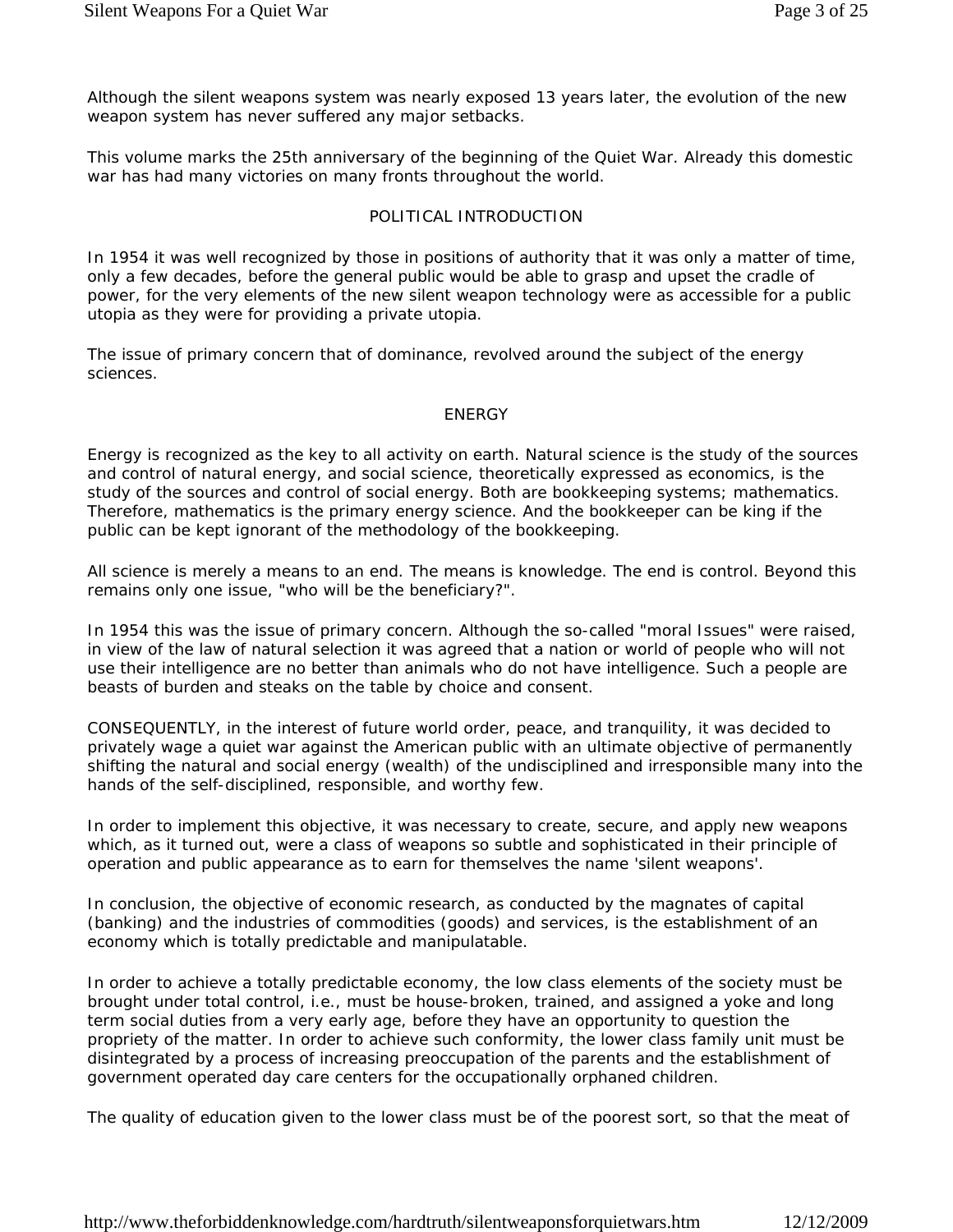Although the silent weapons system was nearly exposed 13 years later, the evolution of the new weapon system has never suffered any major setbacks.

This volume marks the 25th anniversary of the beginning of the Quiet War. Already this domestic war has had many victories on many fronts throughout the world.

## POLITICAL INTRODUCTION

In 1954 it was well recognized by those in positions of authority that it was only a matter of time, only a few decades, before the general public would be able to grasp and upset the cradle of power, for the very elements of the new silent weapon technology were as accessible for a public utopia as they were for providing a private utopia.

The issue of primary concern that of dominance, revolved around the subject of the energy sciences.

## ENERGY

Energy is recognized as the key to all activity on earth. Natural science is the study of the sources and control of natural energy, and social science, theoretically expressed as economics, is the study of the sources and control of social energy. Both are bookkeeping systems; mathematics. Therefore, mathematics is the primary energy science. And the bookkeeper can be king if the public can be kept ignorant of the methodology of the bookkeeping.

All science is merely a means to an end. The means is knowledge. The end is control. Beyond this remains only one issue, "who will be the beneficiary?".

In 1954 this was the issue of primary concern. Although the so-called "moral Issues" were raised, in view of the law of natural selection it was agreed that a nation or world of people who will not use their intelligence are no better than animals who do not have intelligence. Such a people are beasts of burden and steaks on the table by choice and consent.

CONSEQUENTLY, in the interest of future world order, peace, and tranquility, it was decided to privately wage a quiet war against the American public with an ultimate objective of permanently shifting the natural and social energy (wealth) of the undisciplined and irresponsible many into the hands of the self-disciplined, responsible, and worthy few.

In order to implement this objective, it was necessary to create, secure, and apply new weapons which, as it turned out, were a class of weapons so subtle and sophisticated in their principle of operation and public appearance as to earn for themselves the name 'silent weapons'.

In conclusion, the objective of economic research, as conducted by the magnates of capital (banking) and the industries of commodities (goods) and services, is the establishment of an economy which is totally predictable and manipulatable.

In order to achieve a totally predictable economy, the low class elements of the society must be brought under total control, i.e., must be house-broken, trained, and assigned a yoke and long term social duties from a very early age, before they have an opportunity to question the propriety of the matter. In order to achieve such conformity, the lower class family unit must be disintegrated by a process of increasing preoccupation of the parents and the establishment of government operated day care centers for the occupationally orphaned children.

The quality of education given to the lower class must be of the poorest sort, so that the meat of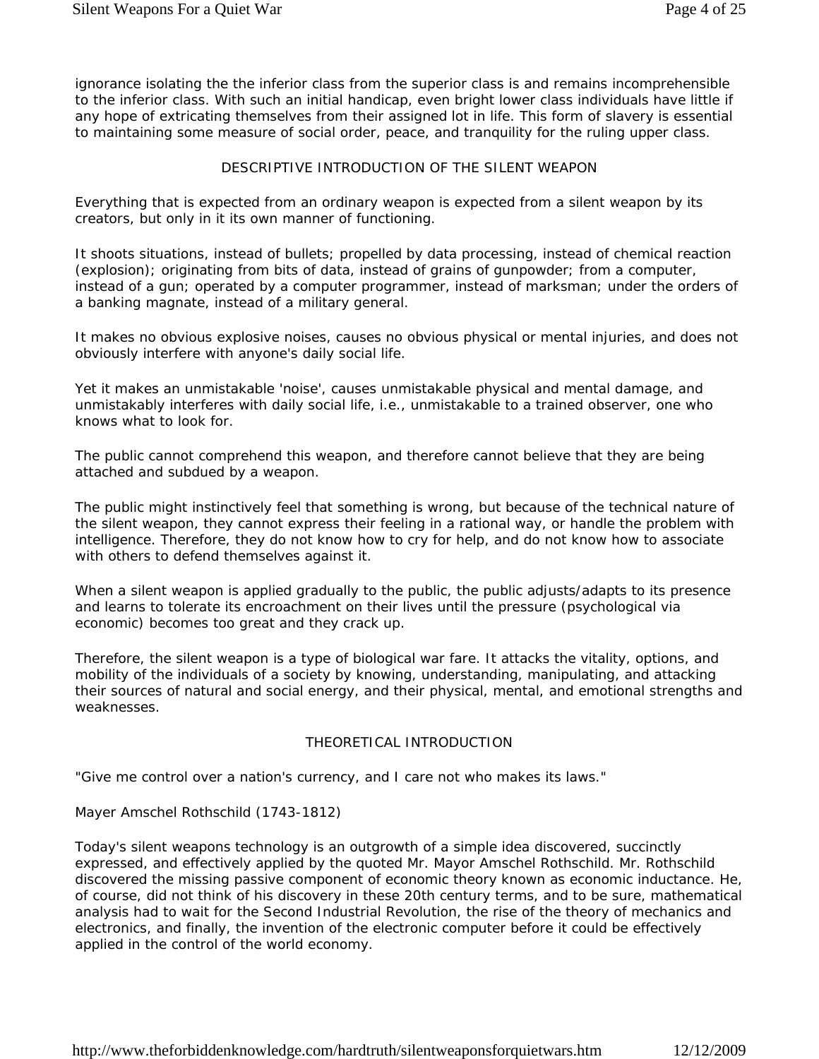ignorance isolating the the inferior class from the superior class is and remains incomprehensible to the inferior class. With such an initial handicap, even bright lower class individuals have little if any hope of extricating themselves from their assigned lot in life. This form of slavery is essential to maintaining some measure of social order, peace, and tranquility for the ruling upper class.

## DESCRIPTIVE INTRODUCTION OF THE SILENT WEAPON

Everything that is expected from an ordinary weapon is expected from a silent weapon by its creators, but only in it its own manner of functioning.

It shoots situations, instead of bullets; propelled by data processing, instead of chemical reaction (explosion); originating from bits of data, instead of grains of gunpowder; from a computer, instead of a gun; operated by a computer programmer, instead of marksman; under the orders of a banking magnate, instead of a military general.

It makes no obvious explosive noises, causes no obvious physical or mental injuries, and does not obviously interfere with anyone's daily social life.

Yet it makes an unmistakable 'noise', causes unmistakable physical and mental damage, and unmistakably interferes with daily social life, i.e., unmistakable to a trained observer, one who knows what to look for.

The public cannot comprehend this weapon, and therefore cannot believe that they are being attached and subdued by a weapon.

The public might instinctively feel that something is wrong, but because of the technical nature of the silent weapon, they cannot express their feeling in a rational way, or handle the problem with intelligence. Therefore, they do not know how to cry for help, and do not know how to associate with others to defend themselves against it.

When a silent weapon is applied gradually to the public, the public adjusts/adapts to its presence and learns to tolerate its encroachment on their lives until the pressure (psychological via economic) becomes too great and they crack up.

Therefore, the silent weapon is a type of biological war fare. It attacks the vitality, options, and mobility of the individuals of a society by knowing, understanding, manipulating, and attacking their sources of natural and social energy, and their physical, mental, and emotional strengths and weaknesses.

## THEORETICAL INTRODUCTION

"Give me control over a nation's currency, and I care not who makes its laws."

Mayer Amschel Rothschild (1743-1812)

Today's silent weapons technology is an outgrowth of a simple idea discovered, succinctly expressed, and effectively applied by the quoted Mr. Mayor Amschel Rothschild. Mr. Rothschild discovered the missing passive component of economic theory known as economic inductance. He, of course, did not think of his discovery in these 20th century terms, and to be sure, mathematical analysis had to wait for the Second Industrial Revolution, the rise of the theory of mechanics and electronics, and finally, the invention of the electronic computer before it could be effectively applied in the control of the world economy.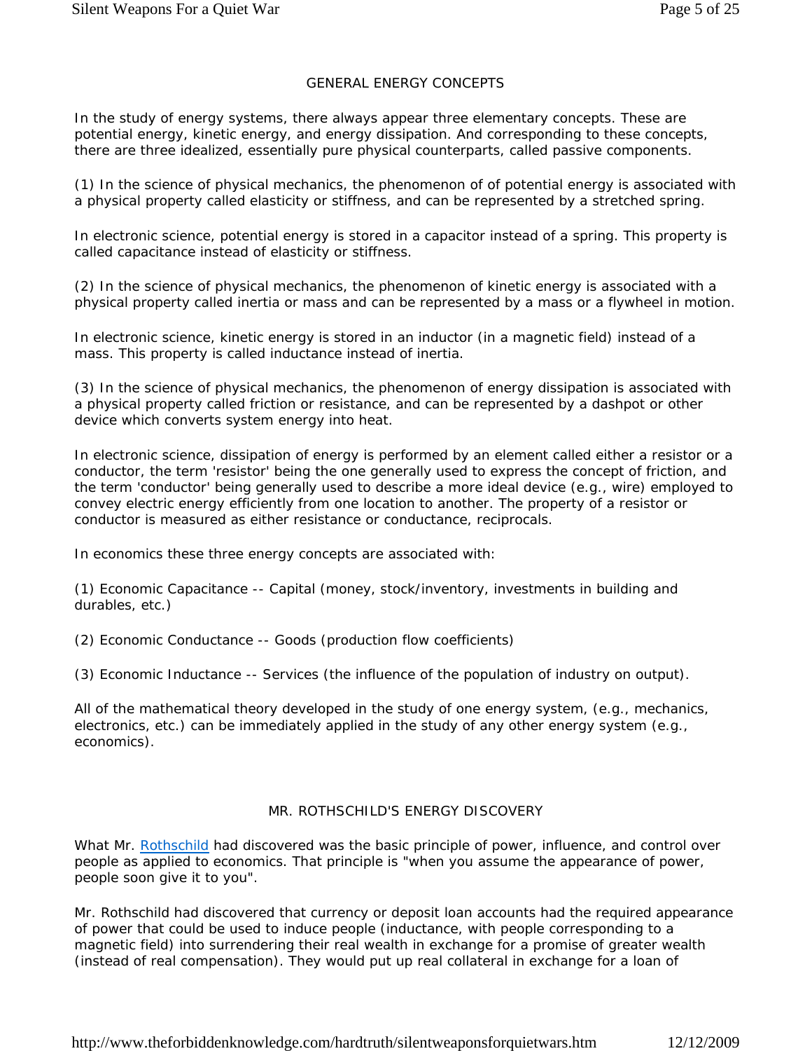## GENERAL ENERGY CONCEPTS

In the study of energy systems, there always appear three elementary concepts. These are potential energy, kinetic energy, and energy dissipation. And corresponding to these concepts, there are three idealized, essentially pure physical counterparts, called passive components.

(1) In the science of physical mechanics, the phenomenon of of potential energy is associated with a physical property called elasticity or stiffness, and can be represented by a stretched spring.

In electronic science, potential energy is stored in a capacitor instead of a spring. This property is called capacitance instead of elasticity or stiffness.

(2) In the science of physical mechanics, the phenomenon of kinetic energy is associated with a physical property called inertia or mass and can be represented by a mass or a flywheel in motion.

In electronic science, kinetic energy is stored in an inductor (in a magnetic field) instead of a mass. This property is called inductance instead of inertia.

(3) In the science of physical mechanics, the phenomenon of energy dissipation is associated with a physical property called friction or resistance, and can be represented by a dashpot or other device which converts system energy into heat.

In electronic science, dissipation of energy is performed by an element called either a resistor or a conductor, the term 'resistor' being the one generally used to express the concept of friction, and the term 'conductor' being generally used to describe a more ideal device (e.g., wire) employed to convey electric energy efficiently from one location to another. The property of a resistor or conductor is measured as either resistance or conductance, reciprocals.

In economics these three energy concepts are associated with:

(1) Economic Capacitance -- Capital (money, stock/inventory, investments in building and durables, etc.)

(2) Economic Conductance -- Goods (production flow coefficients)

(3) Economic Inductance -- Services (the influence of the population of industry on output).

All of the mathematical theory developed in the study of one energy system, (e.g., mechanics, electronics, etc.) can be immediately applied in the study of any other energy system (e.g., economics).

## MR. ROTHSCHILD'S ENERGY DISCOVERY

What Mr. Rothschild had discovered was the basic principle of power, influence, and control over people as applied to economics. That principle is "when you assume the appearance of power, people soon give it to you".

Mr. Rothschild had discovered that currency or deposit loan accounts had the required appearance of power that could be used to induce people (inductance, with people corresponding to a magnetic field) into surrendering their real wealth in exchange for a promise of greater wealth (instead of real compensation). They would put up real collateral in exchange for a loan of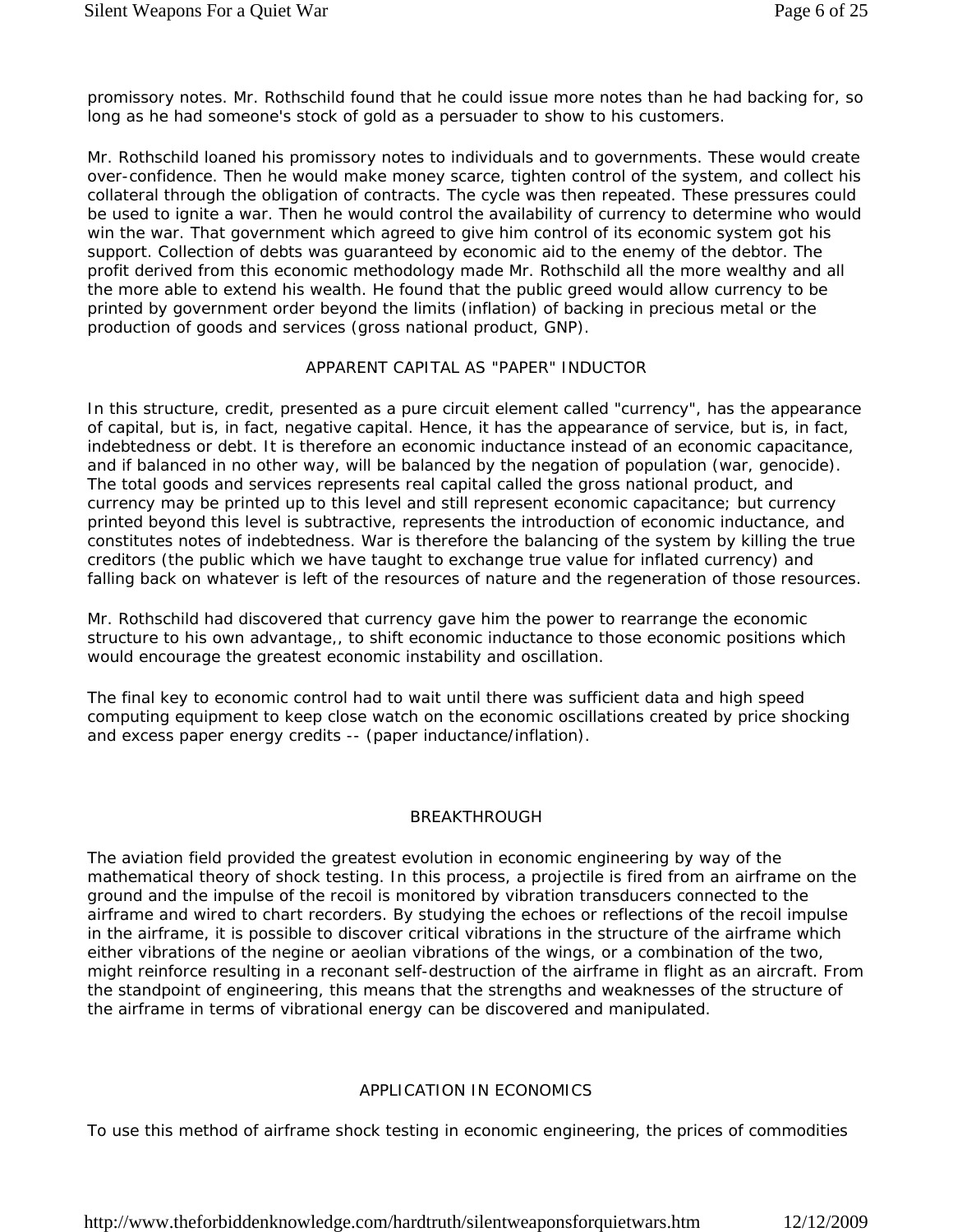promissory notes. Mr. Rothschild found that he could issue more notes than he had backing for, so long as he had someone's stock of gold as a persuader to show to his customers.

Mr. Rothschild loaned his promissory notes to individuals and to governments. These would create over-confidence. Then he would make money scarce, tighten control of the system, and collect his collateral through the obligation of contracts. The cycle was then repeated. These pressures could be used to ignite a war. Then he would control the availability of currency to determine who would win the war. That government which agreed to give him control of its economic system got his support. Collection of debts was guaranteed by economic aid to the enemy of the debtor. The profit derived from this economic methodology made Mr. Rothschild all the more wealthy and all the more able to extend his wealth. He found that the public greed would allow currency to be printed by government order beyond the limits (inflation) of backing in precious metal or the production of goods and services (gross national product, GNP).

## APPARENT CAPITAL AS "PAPER" INDUCTOR

In this structure, credit, presented as a pure circuit element called "currency", has the appearance of capital, but is, in fact, negative capital. Hence, it has the appearance of service, but is, in fact, indebtedness or debt. It is therefore an economic inductance instead of an economic capacitance, and if balanced in no other way, will be balanced by the negation of population (war, genocide). The total goods and services represents real capital called the gross national product, and currency may be printed up to this level and still represent economic capacitance; but currency printed beyond this level is subtractive, represents the introduction of economic inductance, and constitutes notes of indebtedness. War is therefore the balancing of the system by killing the true creditors (the public which we have taught to exchange true value for inflated currency) and falling back on whatever is left of the resources of nature and the regeneration of those resources.

Mr. Rothschild had discovered that currency gave him the power to rearrange the economic structure to his own advantage,, to shift economic inductance to those economic positions which would encourage the greatest economic instability and oscillation.

The final key to economic control had to wait until there was sufficient data and high speed computing equipment to keep close watch on the economic oscillations created by price shocking and excess paper energy credits -- (paper inductance/inflation).

## BREAKTHROUGH

The aviation field provided the greatest evolution in economic engineering by way of the mathematical theory of shock testing. In this process, a projectile is fired from an airframe on the ground and the impulse of the recoil is monitored by vibration transducers connected to the airframe and wired to chart recorders. By studying the echoes or reflections of the recoil impulse in the airframe, it is possible to discover critical vibrations in the structure of the airframe which either vibrations of the negine or aeolian vibrations of the wings, or a combination of the two, might reinforce resulting in a reconant self-destruction of the airframe in flight as an aircraft. From the standpoint of engineering, this means that the strengths and weaknesses of the structure of the airframe in terms of vibrational energy can be discovered and manipulated.

## APPLICATION IN ECONOMICS

To use this method of airframe shock testing in economic engineering, the prices of commodities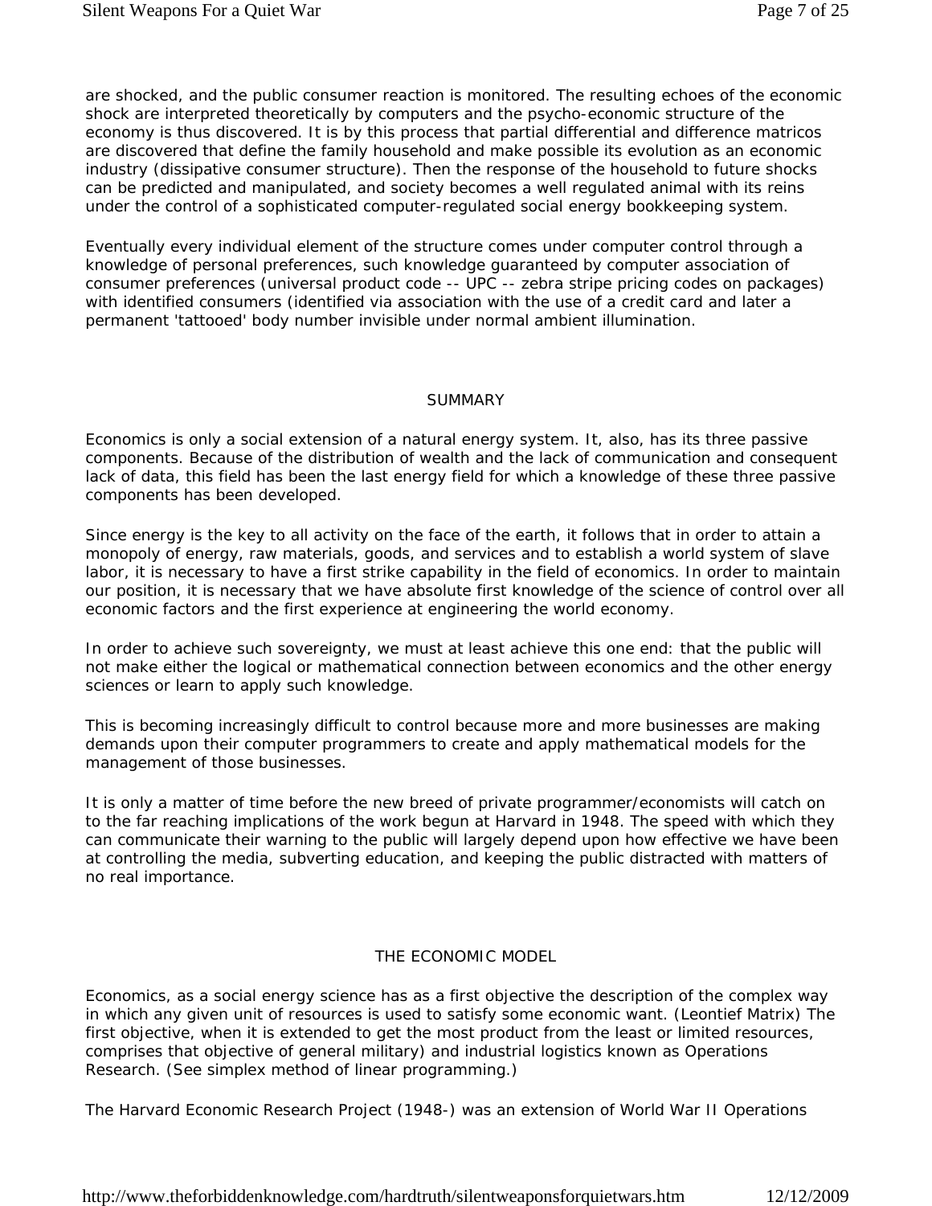are shocked, and the public consumer reaction is monitored. The resulting echoes of the economic shock are interpreted theoretically by computers and the psycho-economic structure of the economy is thus discovered. It is by this process that partial differential and difference matricos are discovered that define the family household and make possible its evolution as an economic industry (dissipative consumer structure). Then the response of the household to future shocks can be predicted and manipulated, and society becomes a well regulated animal with its reins under the control of a sophisticated computer-regulated social energy bookkeeping system.

Eventually every individual element of the structure comes under computer control through a knowledge of personal preferences, such knowledge guaranteed by computer association of consumer preferences (universal product code -- UPC -- zebra stripe pricing codes on packages) with identified consumers (identified via association with the use of a credit card and later a permanent 'tattooed' body number invisible under normal ambient illumination.

## SUMMARY

Economics is only a social extension of a natural energy system. It, also, has its three passive components. Because of the distribution of wealth and the lack of communication and consequent lack of data, this field has been the last energy field for which a knowledge of these three passive components has been developed.

Since energy is the key to all activity on the face of the earth, it follows that in order to attain a monopoly of energy, raw materials, goods, and services and to establish a world system of slave labor, it is necessary to have a first strike capability in the field of economics. In order to maintain our position, it is necessary that we have absolute first knowledge of the science of control over all economic factors and the first experience at engineering the world economy.

In order to achieve such sovereignty, we must at least achieve this one end: that the public will not make either the logical or mathematical connection between economics and the other energy sciences or learn to apply such knowledge.

This is becoming increasingly difficult to control because more and more businesses are making demands upon their computer programmers to create and apply mathematical models for the management of those businesses.

It is only a matter of time before the new breed of private programmer/economists will catch on to the far reaching implications of the work begun at Harvard in 1948. The speed with which they can communicate their warning to the public will largely depend upon how effective we have been at controlling the media, subverting education, and keeping the public distracted with matters of no real importance.

## THE ECONOMIC MODEL

Economics, as a social energy science has as a first objective the description of the complex way in which any given unit of resources is used to satisfy some economic want. (Leontief Matrix) The first objective, when it is extended to get the most product from the least or limited resources, comprises that objective of general military) and industrial logistics known as Operations Research. (See simplex method of linear programming.)

The Harvard Economic Research Project (1948-) was an extension of World War II Operations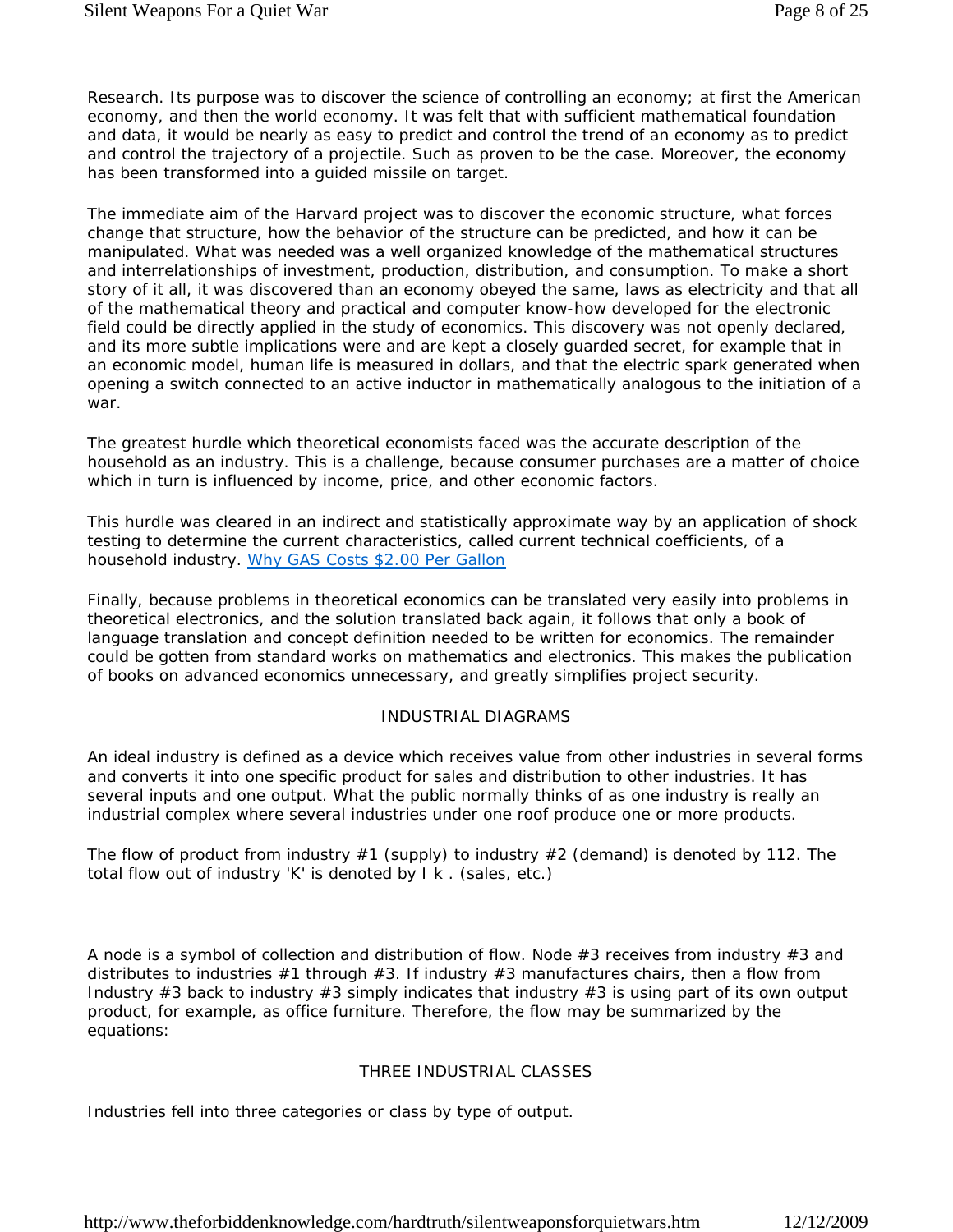Research. Its purpose was to discover the science of controlling an economy; at first the American economy, and then the world economy. It was felt that with sufficient mathematical foundation and data, it would be nearly as easy to predict and control the trend of an economy as to predict and control the trajectory of a projectile. Such as proven to be the case. Moreover, the economy has been transformed into a guided missile on target.

The immediate aim of the Harvard project was to discover the economic structure, what forces change that structure, how the behavior of the structure can be predicted, and how it can be manipulated. What was needed was a well organized knowledge of the mathematical structures and interrelationships of investment, production, distribution, and consumption. To make a short story of it all, it was discovered than an economy obeyed the same, laws as electricity and that all of the mathematical theory and practical and computer know-how developed for the electronic field could be directly applied in the study of economics. This discovery was not openly declared, and its more subtle implications were and are kept a closely guarded secret, for example that in an economic model, human life is measured in dollars, and that the electric spark generated when opening a switch connected to an active inductor in mathematically analogous to the initiation of a war.

The greatest hurdle which theoretical economists faced was the accurate description of the household as an industry. This is a challenge, because consumer purchases are a matter of choice which in turn is influenced by income, price, and other economic factors.

This hurdle was cleared in an indirect and statistically approximate way by an application of shock testing to determine the current characteristics, called current technical coefficients, of a household industry. Why GAS Costs $2.00 Per Gallon

Finally, because problems in theoretical economics can be translated very easily into problems in theoretical electronics, and the solution translated back again, it follows that only a book of language translation and concept definition needed to be written for economics. The remainder could be gotten from standard works on mathematics and electronics. This makes the publication of books on advanced economics unnecessary, and greatly simplifies project security.

## INDUSTRIAL DIAGRAMS

An ideal industry is defined as a device which receives value from other industries in several forms and converts it into one specific product for sales and distribution to other industries. It has several inputs and one output. What the public normally thinks of as one industry is really an industrial complex where several industries under one roof produce one or more products.

The flow of product from industry #1 (supply) to industry #2 (demand) is denoted by 112. The total flow out of industry 'K' is denoted by I k . (sales, etc.)

A node is a symbol of collection and distribution of flow. Node #3 receives from industry #3 and distributes to industries #1 through #3. If industry #3 manufactures chairs, then a flow from Industry #3 back to industry #3 simply indicates that industry #3 is using part of its own output product, for example, as office furniture. Therefore, the flow may be summarized by the equations:

## THREE INDUSTRIAL CLASSES

Industries fell into three categories or class by type of output.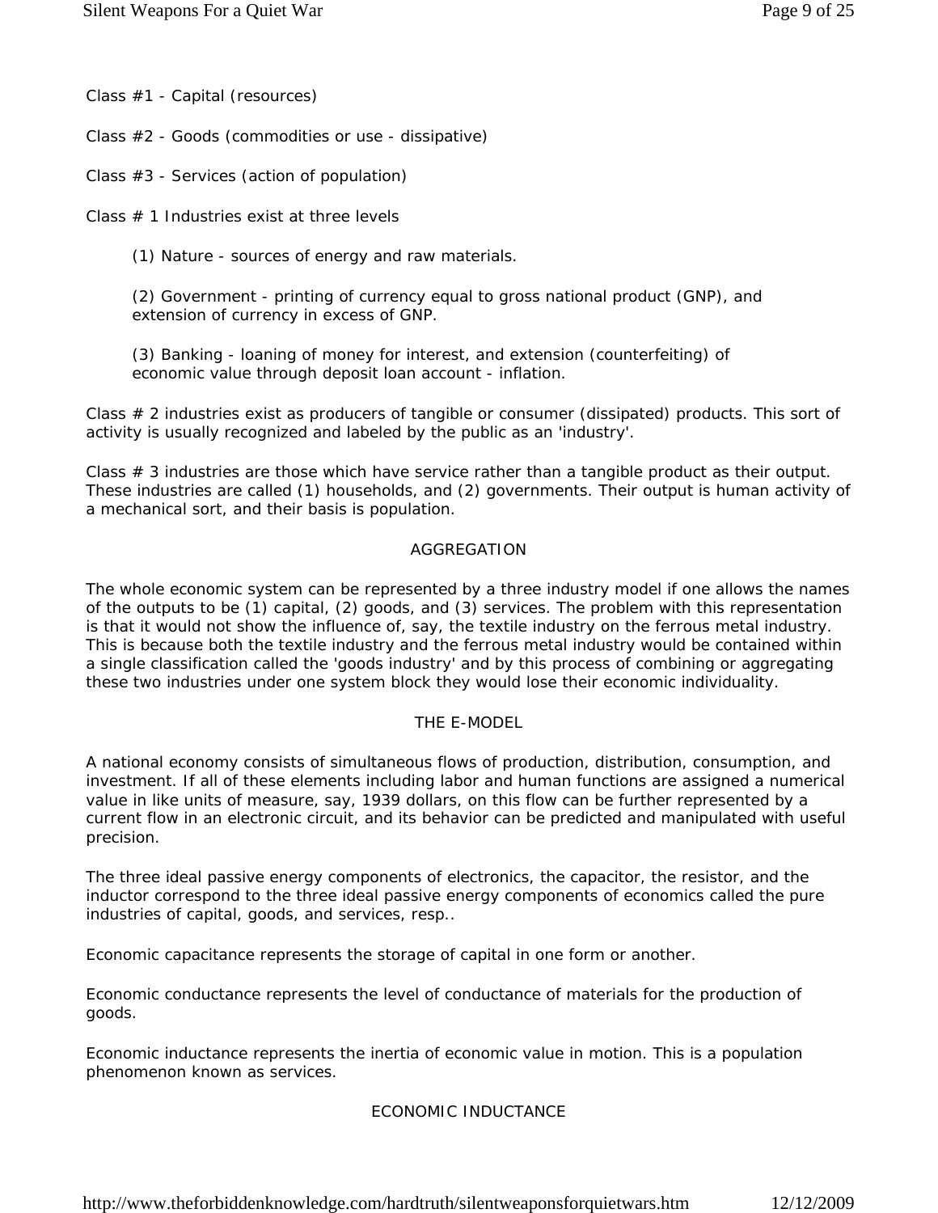Class #1 - Capital (resources)

Class #2 - Goods (commodities or use - dissipative)

Class #3 - Services (action of population)

Class # 1 Industries exist at three levels

(1) Nature - sources of energy and raw materials.

(2) Government - printing of currency equal to gross national product (GNP), and extension of currency in excess of GNP.

(3) Banking - loaning of money for interest, and extension (counterfeiting) of economic value through deposit loan account - inflation.

Class # 2 industries exist as producers of tangible or consumer (dissipated) products. This sort of activity is usually recognized and labeled by the public as an 'industry'.

Class # 3 industries are those which have service rather than a tangible product as their output. These industries are called (1) households, and (2) governments. Their output is human activity of a mechanical sort, and their basis is population.

## AGGREGATION

The whole economic system can be represented by a three industry model if one allows the names of the outputs to be (1) capital, (2) goods, and (3) services. The problem with this representation is that it would not show the influence of, say, the textile industry on the ferrous metal industry. This is because both the textile industry and the ferrous metal industry would be contained within a single classification called the 'goods industry' and by this process of combining or aggregating these two industries under one system block they would lose their economic individuality.

## THE E-MODEL

A national economy consists of simultaneous flows of production, distribution, consumption, and investment. If all of these elements including labor and human functions are assigned a numerical value in like units of measure, say, 1939 dollars, on this flow can be further represented by a current flow in an electronic circuit, and its behavior can be predicted and manipulated with useful precision.

The three ideal passive energy components of electronics, the capacitor, the resistor, and the inductor correspond to the three ideal passive energy components of economics called the pure industries of capital, goods, and services, resp..

Economic capacitance represents the storage of capital in one form or another.

Economic conductance represents the level of conductance of materials for the production of goods.

Economic inductance represents the inertia of economic value in motion. This is a population phenomenon known as services.

## ECONOMIC INDUCTANCE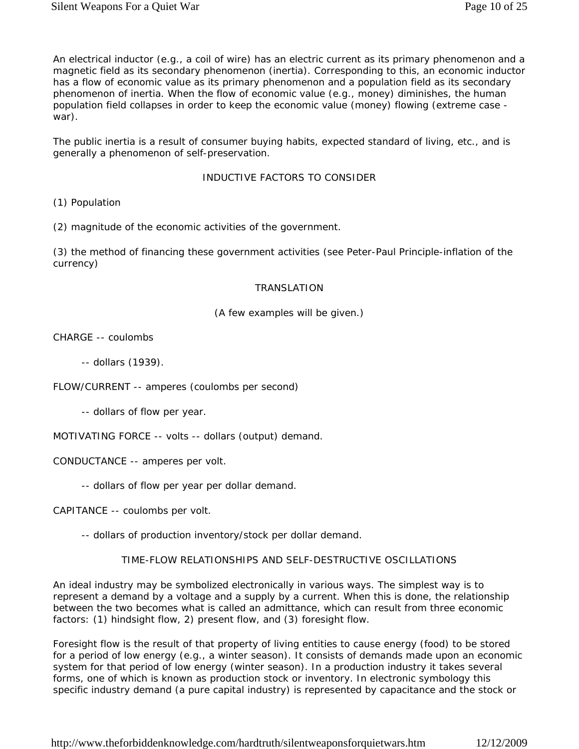An electrical inductor (e.g., a coil of wire) has an electric current as its primary phenomenon and a magnetic field as its secondary phenomenon (inertia). Corresponding to this, an economic inductor has a flow of economic value as its primary phenomenon and a population field as its secondary phenomenon of inertia. When the flow of economic value (e.g., money) diminishes, the human population field collapses in order to keep the economic value (money) flowing (extreme case - war).

The public inertia is a result of consumer buying habits, expected standard of living, etc., and is generally a phenomenon of self-preservation.

### INDUCTIVE FACTORS TO CONSIDER

(1) Population

(2) magnitude of the economic activities of the government.

(3) the method of financing these government activities (see Peter-Paul Principle-inflation of the currency)

### TRANSLATION

(A few examples will be given.)

CHARGE -- coulombs

-- dollars (1939).

FLOW/CURRENT -- amperes (coulombs per second)

-- dollars of flow per year.

MOTIVATING FORCE -- volts -- dollars (output) demand.

CONDUCTANCE -- amperes per volt.

-- dollars of flow per year per dollar demand.

CAPITANCE -- coulombs per volt.

-- dollars of production inventory/stock per dollar demand.

### TIME-FLOW RELATIONSHIPS AND SELF-DESTRUCTIVE OSCILLATIONS

An ideal industry may be symbolized electronically in various ways. The simplest way is to represent a demand by a voltage and a supply by a current. When this is done, the relationship between the two becomes what is called an admittance, which can result from three economic factors: (1) hindsight flow, 2) present flow, and (3) foresight flow.

Foresight flow is the result of that property of living entities to cause energy (food) to be stored for a period of low energy (e.g., a winter season). It consists of demands made upon an economic system for that period of low energy (winter season). In a production industry it takes several forms, one of which is known as production stock or inventory. In electronic symbology this specific industry demand (a pure capital industry) is represented by capacitance and the stock or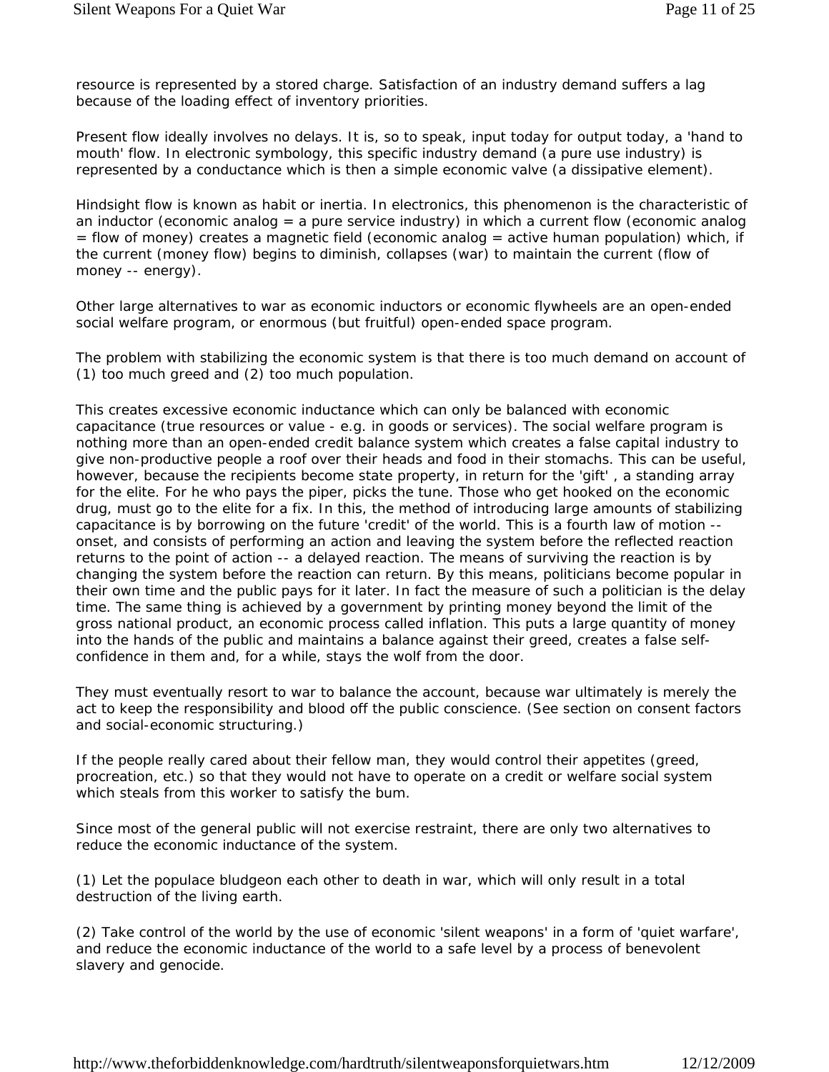resource is represented by a stored charge. Satisfaction of an industry demand suffers a lag because of the loading effect of inventory priorities.

Present flow ideally involves no delays. It is, so to speak, input today for output today, a 'hand to mouth' flow. In electronic symbology, this specific industry demand (a pure use industry) is represented by a conductance which is then a simple economic valve (a dissipative element).

Hindsight flow is known as habit or inertia. In electronics, this phenomenon is the characteristic of an inductor (economic analog = a pure service industry) in which a current flow (economic analog = flow of money) creates a magnetic field (economic analog = active human population) which, if the current (money flow) begins to diminish, collapses (war) to maintain the current (flow of money -- energy).

Other large alternatives to war as economic inductors or economic flywheels are an open-ended social welfare program, or enormous (but fruitful) open-ended space program.

The problem with stabilizing the economic system is that there is too much demand on account of (1) too much greed and (2) too much population.

This creates excessive economic inductance which can only be balanced with economic capacitance (true resources or value - e.g. in goods or services). The social welfare program is nothing more than an open-ended credit balance system which creates a false capital industry to give non-productive people a roof over their heads and food in their stomachs. This can be useful, however, because the recipients become state property, in return for the 'gift' , a standing array for the elite. For he who pays the piper, picks the tune. Those who get hooked on the economic drug, must go to the elite for a fix. In this, the method of introducing large amounts of stabilizing capacitance is by borrowing on the future 'credit' of the world. This is a fourth law of motion -- onset, and consists of performing an action and leaving the system before the reflected reaction returns to the point of action -- a delayed reaction. The means of surviving the reaction is by changing the system before the reaction can return. By this means, politicians become popular in their own time and the public pays for it later. In fact the measure of such a politician is the delay time. The same thing is achieved by a government by printing money beyond the limit of the gross national product, an economic process called inflation. This puts a large quantity of money into the hands of the public and maintains a balance against their greed, creates a false self-confidence in them and, for a while, stays the wolf from the door.

They must eventually resort to war to balance the account, because war ultimately is merely the act to keep the responsibility and blood off the public conscience. (See section on consent factors and social-economic structuring.)

If the people really cared about their fellow man, they would control their appetites (greed, procreation, etc.) so that they would not have to operate on a credit or welfare social system which steals from this worker to satisfy the bum.

Since most of the general public will not exercise restraint, there are only two alternatives to reduce the economic inductance of the system.

(1) Let the populace bludgeon each other to death in war, which will only result in a total destruction of the living earth.

(2) Take control of the world by the use of economic 'silent weapons' in a form of 'quiet warfare', and reduce the economic inductance of the world to a safe level by a process of benevolent slavery and genocide.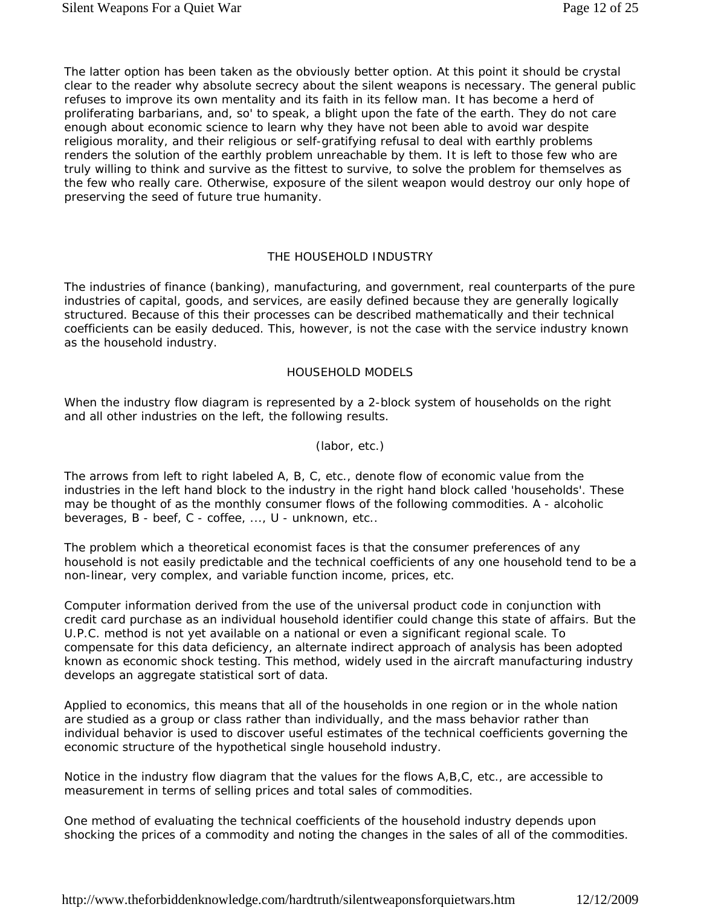The latter option has been taken as the obviously better option. At this point it should be crystal clear to the reader why absolute secrecy about the silent weapons is necessary. The general public refuses to improve its own mentality and its faith in its fellow man. It has become a herd of proliferating barbarians, and, so' to speak, a blight upon the fate of the earth. They do not care enough about economic science to learn why they have not been able to avoid war despite religious morality, and their religious or self-gratifying refusal to deal with earthly problems renders the solution of the earthly problem unreachable by them. It is left to those few who are truly willing to think and survive as the fittest to survive, to solve the problem for themselves as the few who really care. Otherwise, exposure of the silent weapon would destroy our only hope of preserving the seed of future true humanity.

## THE HOUSEHOLD INDUSTRY

The industries of finance (banking), manufacturing, and government, real counterparts of the pure industries of capital, goods, and services, are easily defined because they are generally logically structured. Because of this their processes can be described mathematically and their technical coefficients can be easily deduced. This, however, is not the case with the service industry known as the household industry.

### HOUSEHOLD MODELS

When the industry flow diagram is represented by a 2-block system of households on the right and all other industries on the left, the following results.

(labor, etc.)

The arrows from left to right labeled A, B, C, etc., denote flow of economic value from the industries in the left hand block to the industry in the right hand block called 'households'. These may be thought of as the monthly consumer flows of the following commodities. A - alcoholic beverages, B - beef, C - coffee, ..., U - unknown, etc..

The problem which a theoretical economist faces is that the consumer preferences of any household is not easily predictable and the technical coefficients of any one household tend to be a non-linear, very complex, and variable function income, prices, etc.

Computer information derived from the use of the universal product code in conjunction with credit card purchase as an individual household identifier could change this state of affairs. But the U.P.C. method is not yet available on a national or even a significant regional scale. To compensate for this data deficiency, an alternate indirect approach of analysis has been adopted known as economic shock testing. This method, widely used in the aircraft manufacturing industry develops an aggregate statistical sort of data.

Applied to economics, this means that all of the households in one region or in the whole nation are studied as a group or class rather than individually, and the mass behavior rather than individual behavior is used to discover useful estimates of the technical coefficients governing the economic structure of the hypothetical single household industry.

Notice in the industry flow diagram that the values for the flows A,B,C, etc., are accessible to measurement in terms of selling prices and total sales of commodities.

One method of evaluating the technical coefficients of the household industry depends upon shocking the prices of a commodity and noting the changes in the sales of all of the commodities.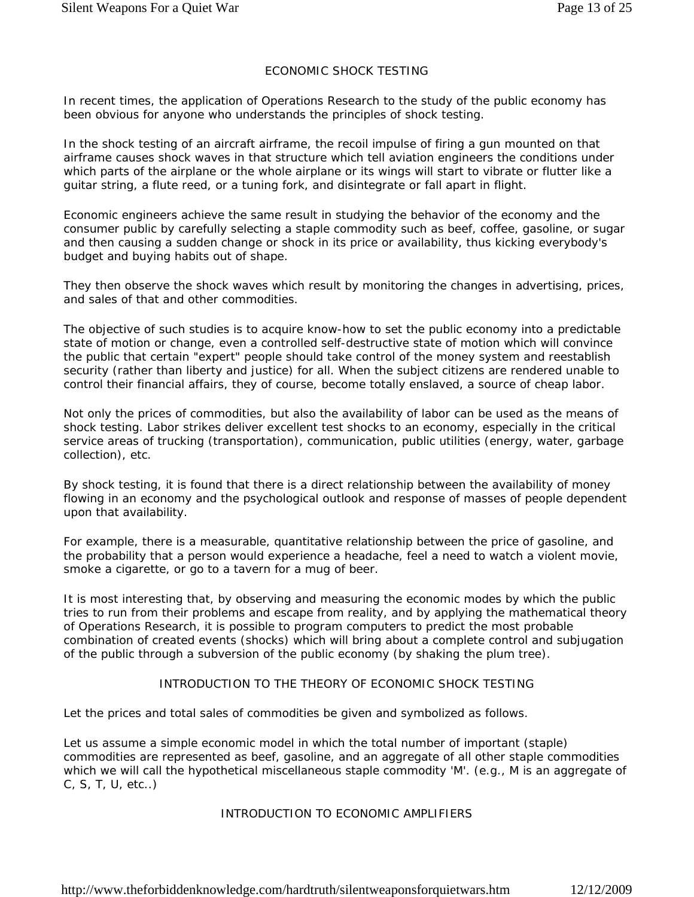## ECONOMIC SHOCK TESTING

In recent times, the application of Operations Research to the study of the public economy has been obvious for anyone who understands the principles of shock testing.

In the shock testing of an aircraft airframe, the recoil impulse of firing a gun mounted on that airframe causes shock waves in that structure which tell aviation engineers the conditions under which parts of the airplane or the whole airplane or its wings will start to vibrate or flutter like a guitar string, a flute reed, or a tuning fork, and disintegrate or fall apart in flight.

Economic engineers achieve the same result in studying the behavior of the economy and the consumer public by carefully selecting a staple commodity such as beef, coffee, gasoline, or sugar and then causing a sudden change or shock in its price or availability, thus kicking everybody's budget and buying habits out of shape.

They then observe the shock waves which result by monitoring the changes in advertising, prices, and sales of that and other commodities.

The objective of such studies is to acquire know-how to set the public economy into a predictable state of motion or change, even a controlled self-destructive state of motion which will convince the public that certain "expert" people should take control of the money system and reestablish security (rather than liberty and justice) for all. When the subject citizens are rendered unable to control their financial affairs, they of course, become totally enslaved, a source of cheap labor.

Not only the prices of commodities, but also the availability of labor can be used as the means of shock testing. Labor strikes deliver excellent test shocks to an economy, especially in the critical service areas of trucking (transportation), communication, public utilities (energy, water, garbage collection), etc.

By shock testing, it is found that there is a direct relationship between the availability of money flowing in an economy and the psychological outlook and response of masses of people dependent upon that availability.

For example, there is a measurable, quantitative relationship between the price of gasoline, and the probability that a person would experience a headache, feel a need to watch a violent movie, smoke a cigarette, or go to a tavern for a mug of beer.

It is most interesting that, by observing and measuring the economic modes by which the public tries to run from their problems and escape from reality, and by applying the mathematical theory of Operations Research, it is possible to program computers to predict the most probable combination of created events (shocks) which will bring about a complete control and subjugation of the public through a subversion of the public economy (by shaking the plum tree).

## INTRODUCTION TO THE THEORY OF ECONOMIC SHOCK TESTING

Let the prices and total sales of commodities be given and symbolized as follows.

Let us assume a simple economic model in which the total number of important (staple) commodities are represented as beef, gasoline, and an aggregate of all other staple commodities which we will call the hypothetical miscellaneous staple commodity 'M'. (e.g., M is an aggregate of C, S, T, U, etc..)

## INTRODUCTION TO ECONOMIC AMPLIFIERS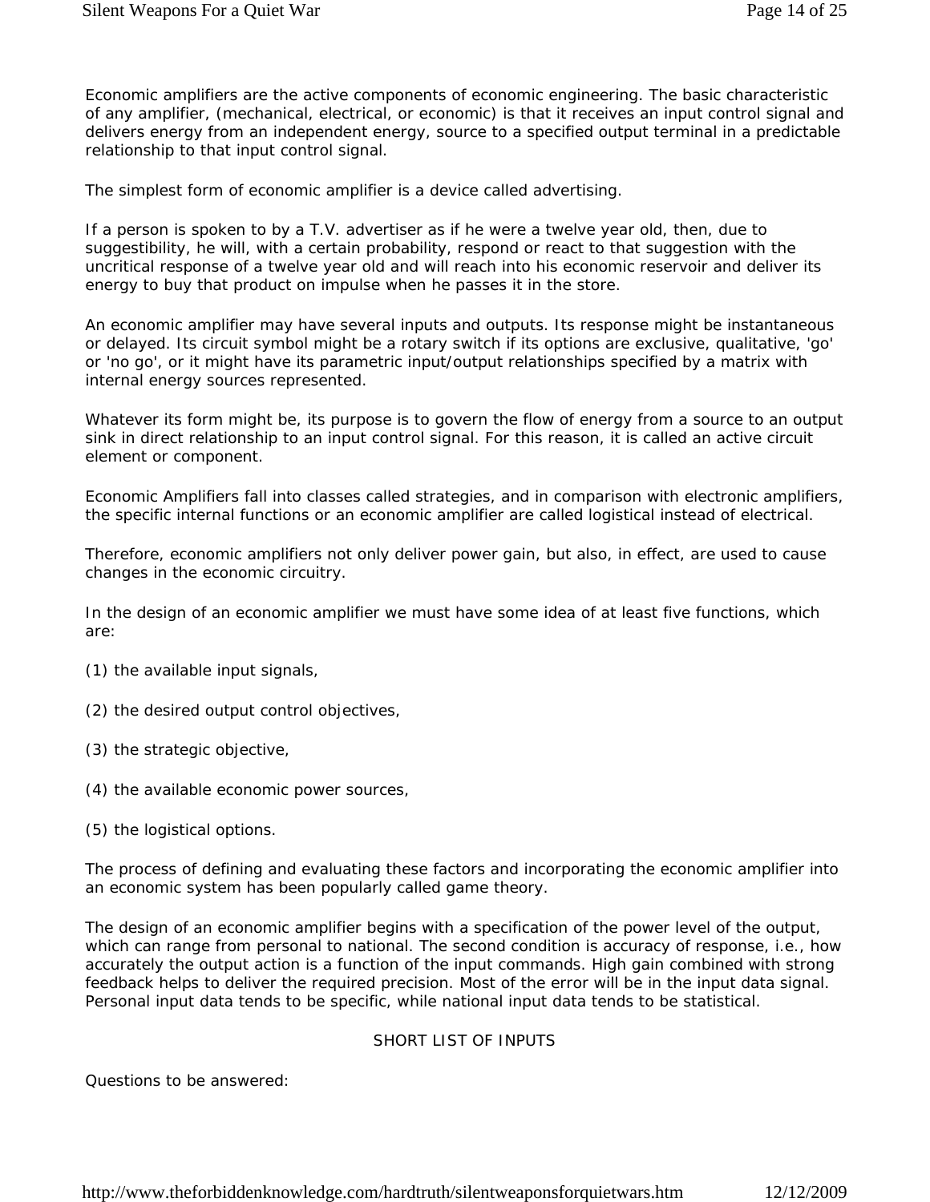Economic amplifiers are the active components of economic engineering. The basic characteristic of any amplifier, (mechanical, electrical, or economic) is that it receives an input control signal and delivers energy from an independent energy, source to a specified output terminal in a predictable relationship to that input control signal.

The simplest form of economic amplifier is a device called advertising.

If a person is spoken to by a T.V. advertiser as if he were a twelve year old, then, due to suggestibility, he will, with a certain probability, respond or react to that suggestion with the uncritical response of a twelve year old and will reach into his economic reservoir and deliver its energy to buy that product on impulse when he passes it in the store.

An economic amplifier may have several inputs and outputs. Its response might be instantaneous or delayed. Its circuit symbol might be a rotary switch if its options are exclusive, qualitative, 'go' or 'no go', or it might have its parametric input/output relationships specified by a matrix with internal energy sources represented.

Whatever its form might be, its purpose is to govern the flow of energy from a source to an output sink in direct relationship to an input control signal. For this reason, it is called an active circuit element or component.

Economic Amplifiers fall into classes called strategies, and in comparison with electronic amplifiers, the specific internal functions or an economic amplifier are called logistical instead of electrical.

Therefore, economic amplifiers not only deliver power gain, but also, in effect, are used to cause changes in the economic circuitry.

In the design of an economic amplifier we must have some idea of at least five functions, which are:

(1) the available input signals,

(2) the desired output control objectives,

(3) the strategic objective,

(4) the available economic power sources,

(5) the logistical options.

The process of defining and evaluating these factors and incorporating the economic amplifier into an economic system has been popularly called game theory.

The design of an economic amplifier begins with a specification of the power level of the output, which can range from personal to national. The second condition is accuracy of response, i.e., how accurately the output action is a function of the input commands. High gain combined with strong feedback helps to deliver the required precision. Most of the error will be in the input data signal. Personal input data tends to be specific, while national input data tends to be statistical.

## SHORT LIST OF INPUTS

Questions to be answered: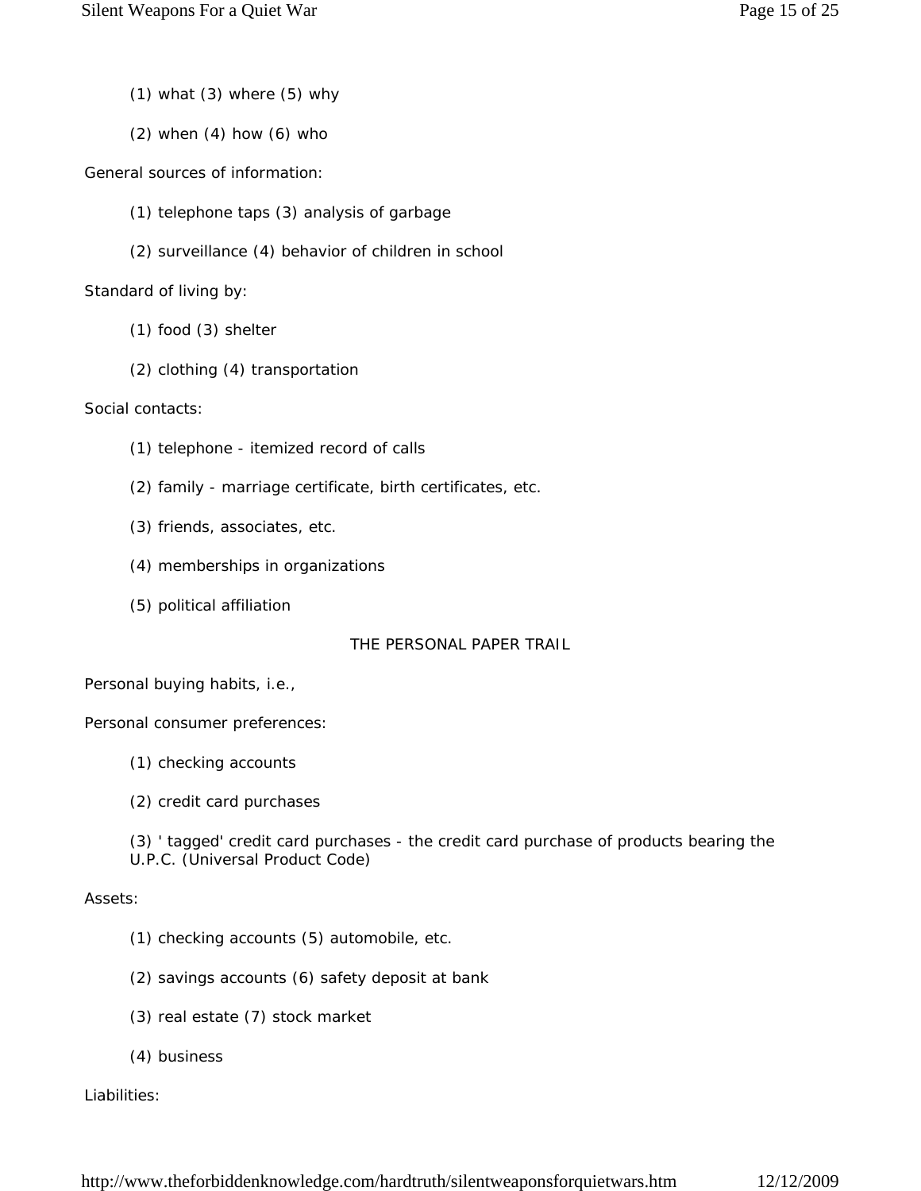(1) what (3) where (5) why

(2) when (4) how (6) who

General sources of information:

(1) telephone taps (3) analysis of garbage

(2) surveillance (4) behavior of children in school

Standard of living by:

(1) food (3) shelter

(2) clothing (4) transportation

Social contacts:

(1) telephone - itemized record of calls

(2) family - marriage certificate, birth certificates, etc.

(3) friends, associates, etc.

(4) memberships in organizations

(5) political affiliation

THE PERSONAL PAPER TRAIL

Personal buying habits, i.e.,

Personal consumer preferences:

(1) checking accounts

(2) credit card purchases

(3) ' tagged' credit card purchases - the credit card purchase of products bearing the U.P.C. (Universal Product Code)

Assets:

(1) checking accounts (5) automobile, etc.

(2) savings accounts (6) safety deposit at bank

(3) real estate (7) stock market

(4) business

Liabilities: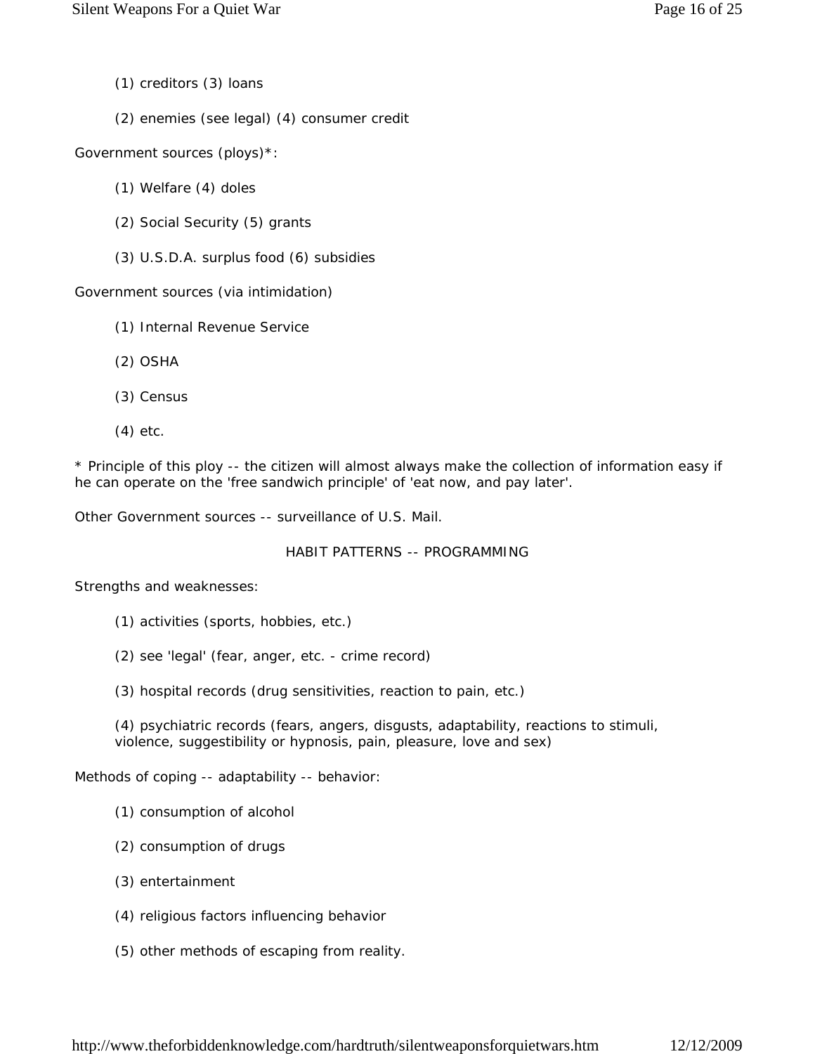(1) creditors (3) loans

(2) enemies (see legal) (4) consumer credit

Government sources (ploys)*:

(1) Welfare (4) doles

(2) Social Security (5) grants

(3) U.S.D.A. surplus food (6) subsidies

Government sources (via intimidation)

(1) Internal Revenue Service

(2) OSHA

(3) Census

(4) etc.

* Principle of this ploy -- the citizen will almost always make the collection of information easy if he can operate on the 'free sandwich principle' of 'eat now, and pay later'.

Other Government sources -- surveillance of U.S. Mail.

HABIT PATTERNS -- PROGRAMMING

Strengths and weaknesses:

(1) activities (sports, hobbies, etc.)

(2) see 'legal' (fear, anger, etc. - crime record)

(3) hospital records (drug sensitivities, reaction to pain, etc.)

(4) psychiatric records (fears, angers, disgusts, adaptability, reactions to stimuli, violence, suggestibility or hypnosis, pain, pleasure, love and sex)

Methods of coping -- adaptability -- behavior:

(1) consumption of alcohol

(2) consumption of drugs

(3) entertainment

(4) religious factors influencing behavior

(5) other methods of escaping from reality.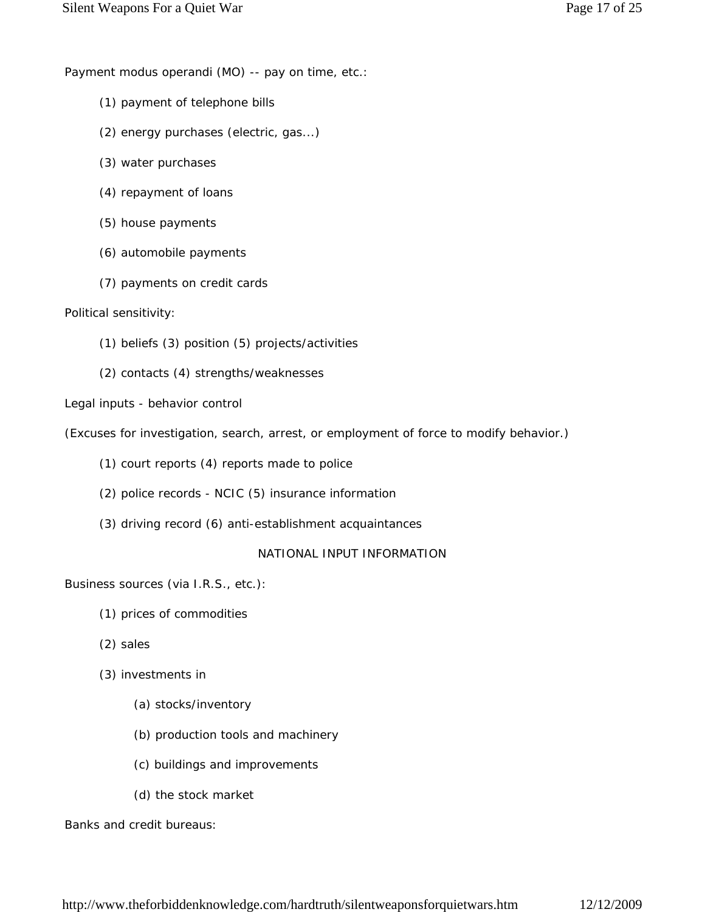Payment modus operandi (MO) -- pay on time, etc.:

(1) payment of telephone bills

(2) energy purchases (electric, gas...)

(3) water purchases

(4) repayment of loans

(5) house payments

(6) automobile payments

(7) payments on credit cards

Political sensitivity:

(1) beliefs (3) position (5) projects/activities

(2) contacts (4) strengths/weaknesses

Legal inputs - behavior control

(Excuses for investigation, search, arrest, or employment of force to modify behavior.)

(1) court reports (4) reports made to police

(2) police records - NCIC (5) insurance information

(3) driving record (6) anti-establishment acquaintances

NATIONAL INPUT INFORMATION

Business sources (via I.R.S., etc.):

(1) prices of commodities

(2) sales

(3) investments in

(a) stocks/inventory

(b) production tools and machinery

(c) buildings and improvements

(d) the stock market

Banks and credit bureaus: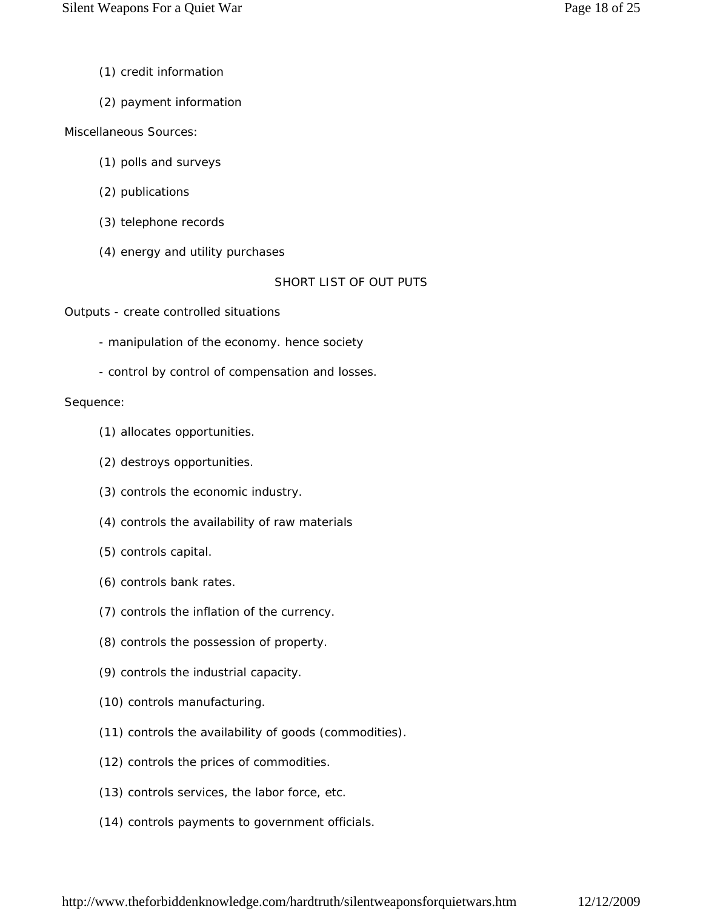(1) credit information

(2) payment information

Miscellaneous Sources:

(1) polls and surveys

(2) publications

(3) telephone records

(4) energy and utility purchases

SHORT LIST OF OUT PUTS

Outputs - create controlled situations

- manipulation of the economy. hence society

- control by control of compensation and losses.

Sequence:

(1) allocates opportunities.

(2) destroys opportunities.

(3) controls the economic industry.

(4) controls the availability of raw materials

(5) controls capital.

(6) controls bank rates.

(7) controls the inflation of the currency.

(8) controls the possession of property.

(9) controls the industrial capacity.

(10) controls manufacturing.

(11) controls the availability of goods (commodities).

(12) controls the prices of commodities.

(13) controls services, the labor force, etc.

(14) controls payments to government officials.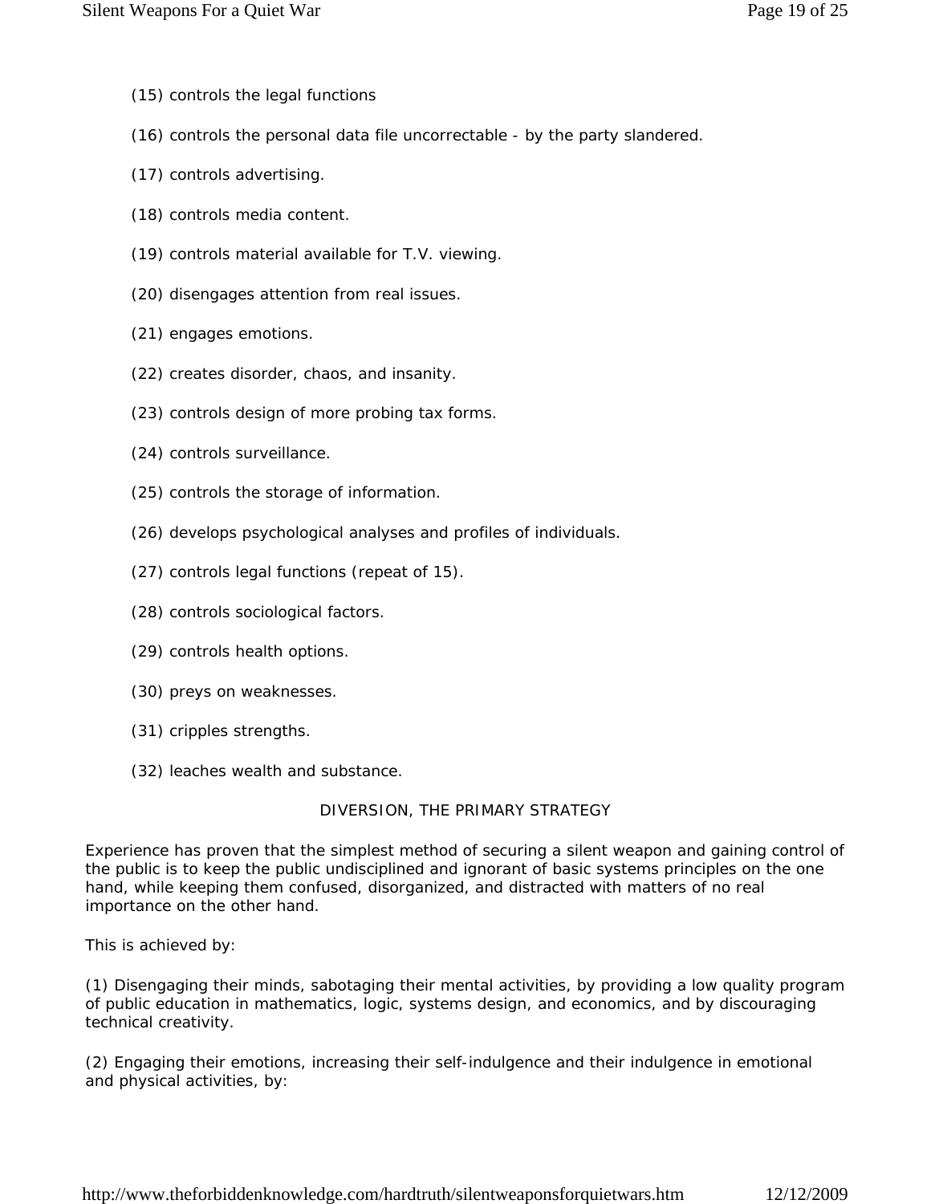(15) controls the legal functions

(16) controls the personal data file uncorrectable - by the party slandered.

(17) controls advertising.

(18) controls media content.

(19) controls material available for T.V. viewing.

(20) disengages attention from real issues.

(21) engages emotions.

(22) creates disorder, chaos, and insanity.

(23) controls design of more probing tax forms.

(24) controls surveillance.

(25) controls the storage of information.

(26) develops psychological analyses and profiles of individuals.

(27) controls legal functions (repeat of 15).

(28) controls sociological factors.

(29) controls health options.

(30) preys on weaknesses.

(31) cripples strengths.

(32) leaches wealth and substance.

## DIVERSION, THE PRIMARY STRATEGY

Experience has proven that the simplest method of securing a silent weapon and gaining control of the public is to keep the public undisciplined and ignorant of basic systems principles on the one hand, while keeping them confused, disorganized, and distracted with matters of no real importance on the other hand.

This is achieved by:

(1) Disengaging their minds, sabotaging their mental activities, by providing a low quality program of public education in mathematics, logic, systems design, and economics, and by discouraging technical creativity.

(2) Engaging their emotions, increasing their self-indulgence and their indulgence in emotional and physical activities, by: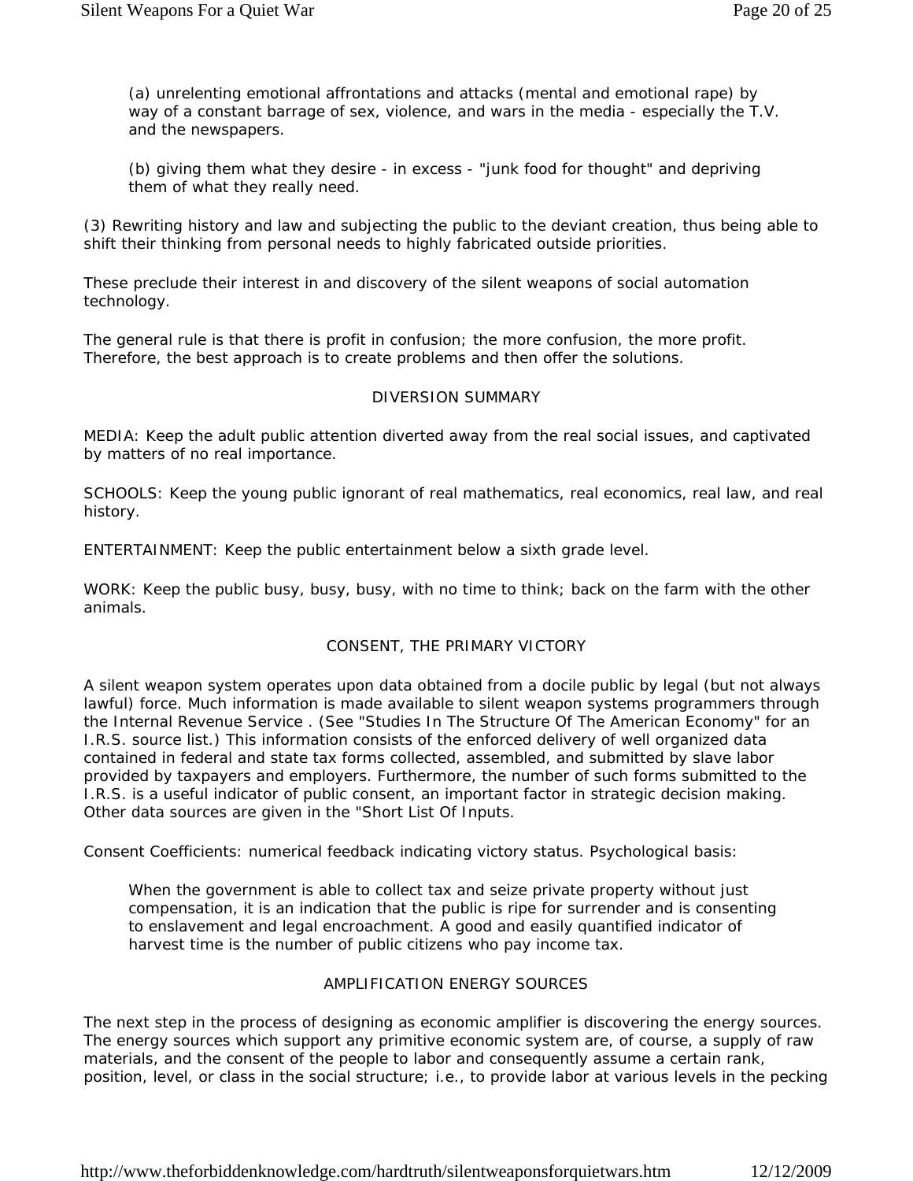(a) unrelenting emotional affrontations and attacks (mental and emotional rape) by way of a constant barrage of sex, violence, and wars in the media - especially the T.V. and the newspapers.

(b) giving them what they desire - in excess - "junk food for thought" and depriving them of what they really need.

(3) Rewriting history and law and subjecting the public to the deviant creation, thus being able to shift their thinking from personal needs to highly fabricated outside priorities.

These preclude their interest in and discovery of the silent weapons of social automation technology.

The general rule is that there is profit in confusion; the more confusion, the more profit. Therefore, the best approach is to create problems and then offer the solutions.

## DIVERSION SUMMARY

MEDIA: Keep the adult public attention diverted away from the real social issues, and captivated by matters of no real importance.

SCHOOLS: Keep the young public ignorant of real mathematics, real economics, real law, and real history.

ENTERTAINMENT: Keep the public entertainment below a sixth grade level.

WORK: Keep the public busy, busy, busy, with no time to think; back on the farm with the other animals.

## CONSENT, THE PRIMARY VICTORY

A silent weapon system operates upon data obtained from a docile public by legal (but not always lawful) force. Much information is made available to silent weapon systems programmers through the Internal Revenue Service . (See "Studies In The Structure Of The American Economy" for an I.R.S. source list.) This information consists of the enforced delivery of well organized data contained in federal and state tax forms collected, assembled, and submitted by slave labor provided by taxpayers and employers. Furthermore, the number of such forms submitted to the I.R.S. is a useful indicator of public consent, an important factor in strategic decision making. Other data sources are given in the "Short List Of Inputs.

Consent Coefficients: numerical feedback indicating victory status. Psychological basis:

> When the government is able to collect tax and seize private property without just compensation, it is an indication that the public is ripe for surrender and is consenting to enslavement and legal encroachment. A good and easily quantified indicator of harvest time is the number of public citizens who pay income tax.

## AMPLIFICATION ENERGY SOURCES

The next step in the process of designing as economic amplifier is discovering the energy sources. The energy sources which support any primitive economic system are, of course, a supply of raw materials, and the consent of the people to labor and consequently assume a certain rank, position, level, or class in the social structure; i.e., to provide labor at various levels in the pecking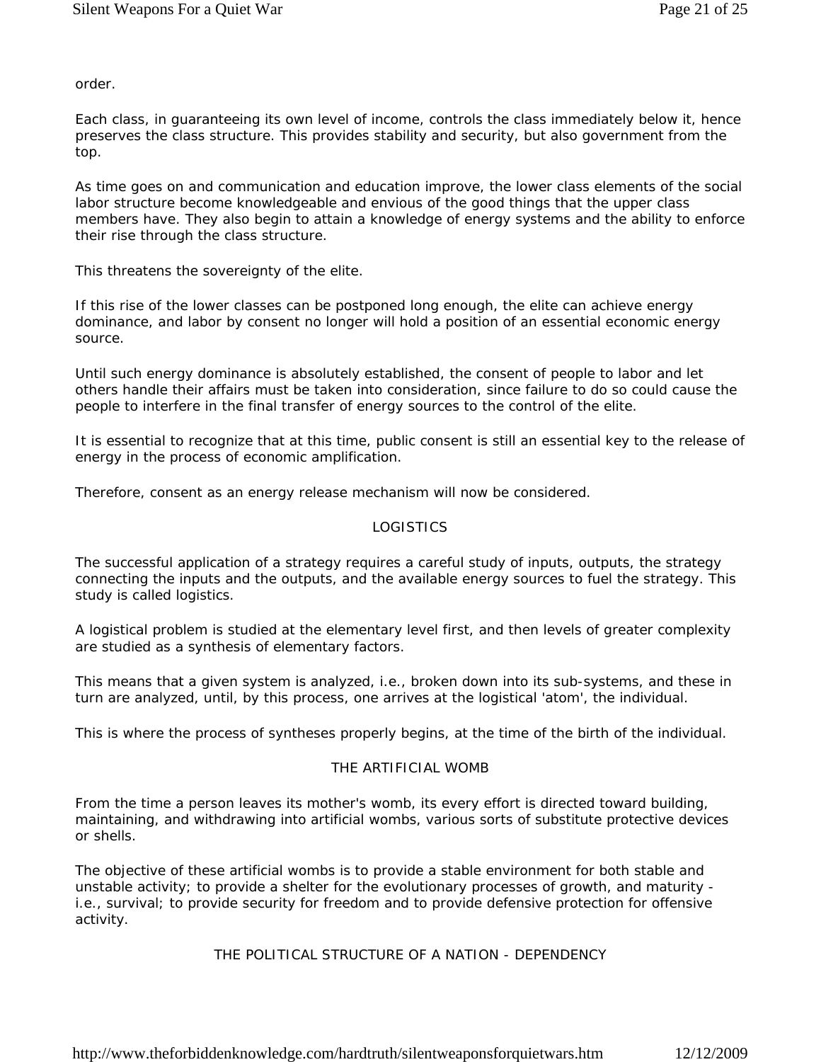order.

Each class, in guaranteeing its own level of income, controls the class immediately below it, hence preserves the class structure. This provides stability and security, but also government from the top.

As time goes on and communication and education improve, the lower class elements of the social labor structure become knowledgeable and envious of the good things that the upper class members have. They also begin to attain a knowledge of energy systems and the ability to enforce their rise through the class structure.

This threatens the sovereignty of the elite.

If this rise of the lower classes can be postponed long enough, the elite can achieve energy dominance, and labor by consent no longer will hold a position of an essential economic energy source.

Until such energy dominance is absolutely established, the consent of people to labor and let others handle their affairs must be taken into consideration, since failure to do so could cause the people to interfere in the final transfer of energy sources to the control of the elite.

It is essential to recognize that at this time, public consent is still an essential key to the release of energy in the process of economic amplification.

Therefore, consent as an energy release mechanism will now be considered.

## LOGISTICS

The successful application of a strategy requires a careful study of inputs, outputs, the strategy connecting the inputs and the outputs, and the available energy sources to fuel the strategy. This study is called logistics.

A logistical problem is studied at the elementary level first, and then levels of greater complexity are studied as a synthesis of elementary factors.

This means that a given system is analyzed, i.e., broken down into its sub-systems, and these in turn are analyzed, until, by this process, one arrives at the logistical 'atom', the individual.

This is where the process of syntheses properly begins, at the time of the birth of the individual.

## THE ARTIFICIAL WOMB

From the time a person leaves its mother's womb, its every effort is directed toward building, maintaining, and withdrawing into artificial wombs, various sorts of substitute protective devices or shells.

The objective of these artificial wombs is to provide a stable environment for both stable and unstable activity; to provide a shelter for the evolutionary processes of growth, and maturity - i.e., survival; to provide security for freedom and to provide defensive protection for offensive activity.

## THE POLITICAL STRUCTURE OF A NATION - DEPENDENCY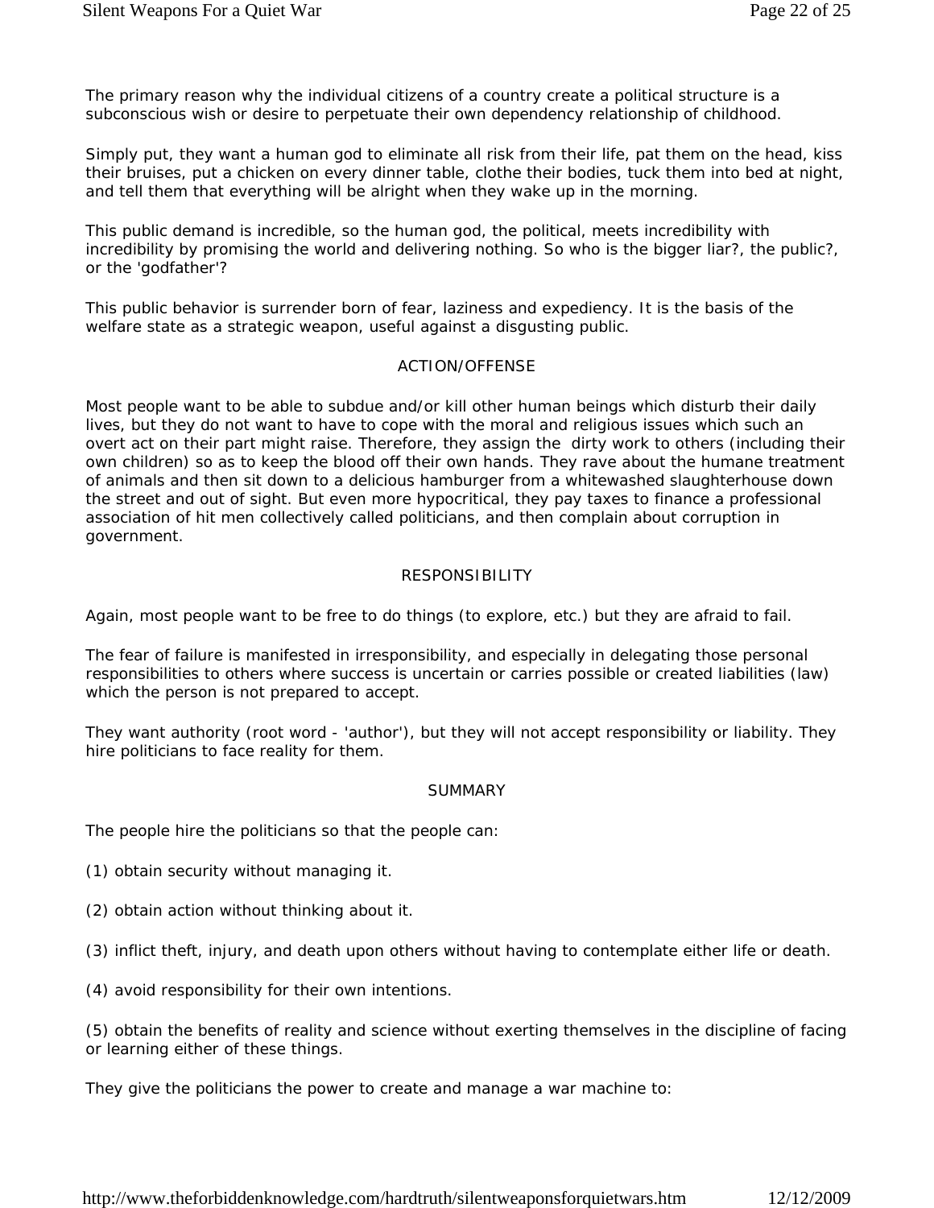The primary reason why the individual citizens of a country create a political structure is a subconscious wish or desire to perpetuate their own dependency relationship of childhood.

Simply put, they want a human god to eliminate all risk from their life, pat them on the head, kiss their bruises, put a chicken on every dinner table, clothe their bodies, tuck them into bed at night, and tell them that everything will be alright when they wake up in the morning.

This public demand is incredible, so the human god, the political, meets incredibility with incredibility by promising the world and delivering nothing. So who is the bigger liar?, the public?, or the 'godfather'?

This public behavior is surrender born of fear, laziness and expediency. It is the basis of the welfare state as a strategic weapon, useful against a disgusting public.

## ACTION/OFFENSE

Most people want to be able to subdue and/or kill other human beings which disturb their daily lives, but they do not want to have to cope with the moral and religious issues which such an overt act on their part might raise. Therefore, they assign the dirty work to others (including their own children) so as to keep the blood off their own hands. They rave about the humane treatment of animals and then sit down to a delicious hamburger from a whitewashed slaughterhouse down the street and out of sight. But even more hypocritical, they pay taxes to finance a professional association of hit men collectively called politicians, and then complain about corruption in government.

## RESPONSIBILITY

Again, most people want to be free to do things (to explore, etc.) but they are afraid to fail.

The fear of failure is manifested in irresponsibility, and especially in delegating those personal responsibilities to others where success is uncertain or carries possible or created liabilities (law) which the person is not prepared to accept.

They want authority (root word - 'author'), but they will not accept responsibility or liability. They hire politicians to face reality for them.

## SUMMARY

The people hire the politicians so that the people can:

(1) obtain security without managing it.

(2) obtain action without thinking about it.

(3) inflict theft, injury, and death upon others without having to contemplate either life or death.

(4) avoid responsibility for their own intentions.

(5) obtain the benefits of reality and science without exerting themselves in the discipline of facing or learning either of these things.

They give the politicians the power to create and manage a war machine to: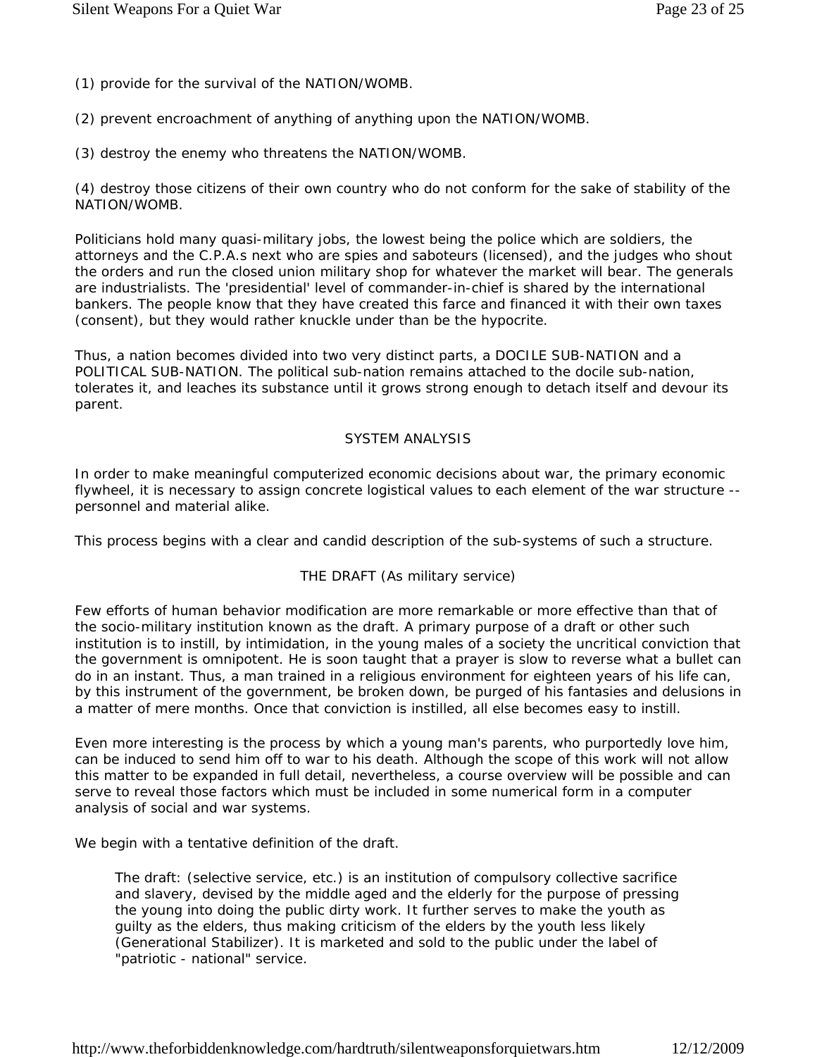(1) provide for the survival of the NATION/WOMB.

(2) prevent encroachment of anything of anything upon the NATION/WOMB.

(3) destroy the enemy who threatens the NATION/WOMB.

(4) destroy those citizens of their own country who do not conform for the sake of stability of the NATION/WOMB.

Politicians hold many quasi-military jobs, the lowest being the police which are soldiers, the attorneys and the C.P.A.s next who are spies and saboteurs (licensed), and the judges who shout the orders and run the closed union military shop for whatever the market will bear. The generals are industrialists. The 'presidential' level of commander-in-chief is shared by the international bankers. The people know that they have created this farce and financed it with their own taxes (consent), but they would rather knuckle under than be the hypocrite.

Thus, a nation becomes divided into two very distinct parts, a DOCILE SUB-NATION and a POLITICAL SUB-NATION. The political sub-nation remains attached to the docile sub-nation, tolerates it, and leaches its substance until it grows strong enough to detach itself and devour its parent.

## SYSTEM ANALYSIS

In order to make meaningful computerized economic decisions about war, the primary economic flywheel, it is necessary to assign concrete logistical values to each element of the war structure -- personnel and material alike.

This process begins with a clear and candid description of the sub-systems of such a structure.

### THE DRAFT (As military service)

Few efforts of human behavior modification are more remarkable or more effective than that of the socio-military institution known as the draft. A primary purpose of a draft or other such institution is to instill, by intimidation, in the young males of a society the uncritical conviction that the government is omnipotent. He is soon taught that a prayer is slow to reverse what a bullet can do in an instant. Thus, a man trained in a religious environment for eighteen years of his life can, by this instrument of the government, be broken down, be purged of his fantasies and delusions in a matter of mere months. Once that conviction is instilled, all else becomes easy to instill.

Even more interesting is the process by which a young man's parents, who purportedly love him, can be induced to send him off to war to his death. Although the scope of this work will not allow this matter to be expanded in full detail, nevertheless, a course overview will be possible and can serve to reveal those factors which must be included in some numerical form in a computer analysis of social and war systems.

We begin with a tentative definition of the draft.

> The draft: (selective service, etc.) is an institution of compulsory collective sacrifice and slavery, devised by the middle aged and the elderly for the purpose of pressing the young into doing the public dirty work. It further serves to make the youth as guilty as the elders, thus making criticism of the elders by the youth less likely (Generational Stabilizer). It is marketed and sold to the public under the label of "patriotic - national" service.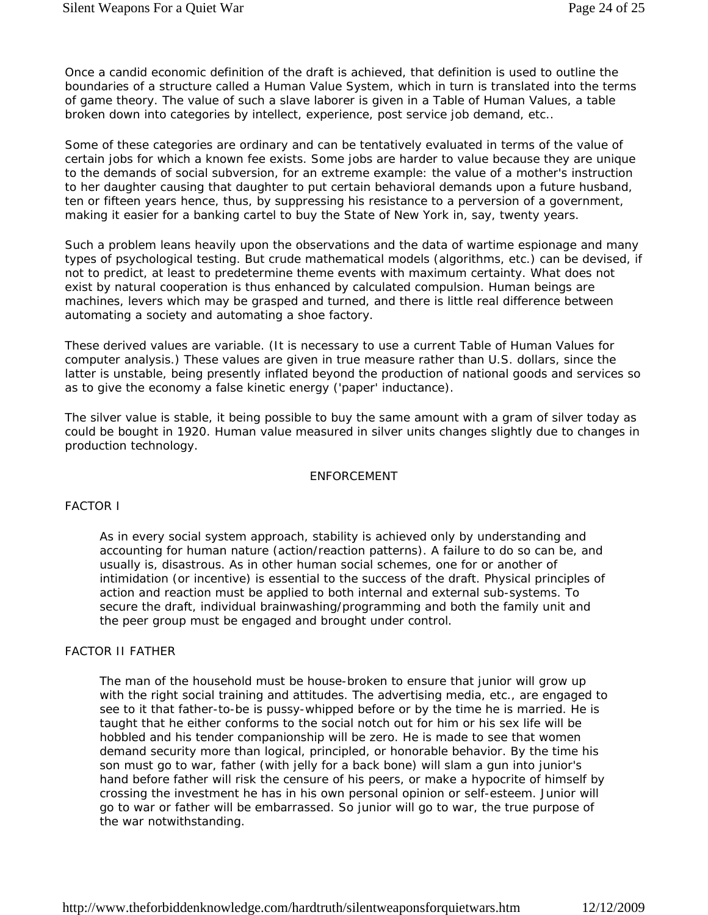Once a candid economic definition of the draft is achieved, that definition is used to outline the boundaries of a structure called a Human Value System, which in turn is translated into the terms of game theory. The value of such a slave laborer is given in a Table of Human Values, a table broken down into categories by intellect, experience, post service job demand, etc..

Some of these categories are ordinary and can be tentatively evaluated in terms of the value of certain jobs for which a known fee exists. Some jobs are harder to value because they are unique to the demands of social subversion, for an extreme example: the value of a mother's instruction to her daughter causing that daughter to put certain behavioral demands upon a future husband, ten or fifteen years hence, thus, by suppressing his resistance to a perversion of a government, making it easier for a banking cartel to buy the State of New York in, say, twenty years.

Such a problem leans heavily upon the observations and the data of wartime espionage and many types of psychological testing. But crude mathematical models (algorithms, etc.) can be devised, if not to predict, at least to predetermine theme events with maximum certainty. What does not exist by natural cooperation is thus enhanced by calculated compulsion. Human beings are machines, levers which may be grasped and turned, and there is little real difference between automating a society and automating a shoe factory.

These derived values are variable. (It is necessary to use a current Table of Human Values for computer analysis.) These values are given in true measure rather than U.S. dollars, since the latter is unstable, being presently inflated beyond the production of national goods and services so as to give the economy a false kinetic energy ('paper' inductance).

The silver value is stable, it being possible to buy the same amount with a gram of silver today as could be bought in 1920. Human value measured in silver units changes slightly due to changes in production technology.

## ENFORCEMENT

### FACTOR I

As in every social system approach, stability is achieved only by understanding and accounting for human nature (action/reaction patterns). A failure to do so can be, and usually is, disastrous. As in other human social schemes, one for or another of intimidation (or incentive) is essential to the success of the draft. Physical principles of action and reaction must be applied to both internal and external sub-systems. To secure the draft, individual brainwashing/programming and both the family unit and the peer group must be engaged and brought under control.

### FACTOR II FATHER

The man of the household must be house-broken to ensure that junior will grow up with the right social training and attitudes. The advertising media, etc., are engaged to see to it that father-to-be is pussy-whipped before or by the time he is married. He is taught that he either conforms to the social notch out for him or his sex life will be hobbled and his tender companionship will be zero. He is made to see that women demand security more than logical, principled, or honorable behavior. By the time his son must go to war, father (with jelly for a back bone) will slam a gun into junior's hand before father will risk the censure of his peers, or make a hypocrite of himself by crossing the investment he has in his own personal opinion or self-esteem. Junior will go to war or father will be embarrassed. So junior will go to war, the true purpose of the war notwithstanding.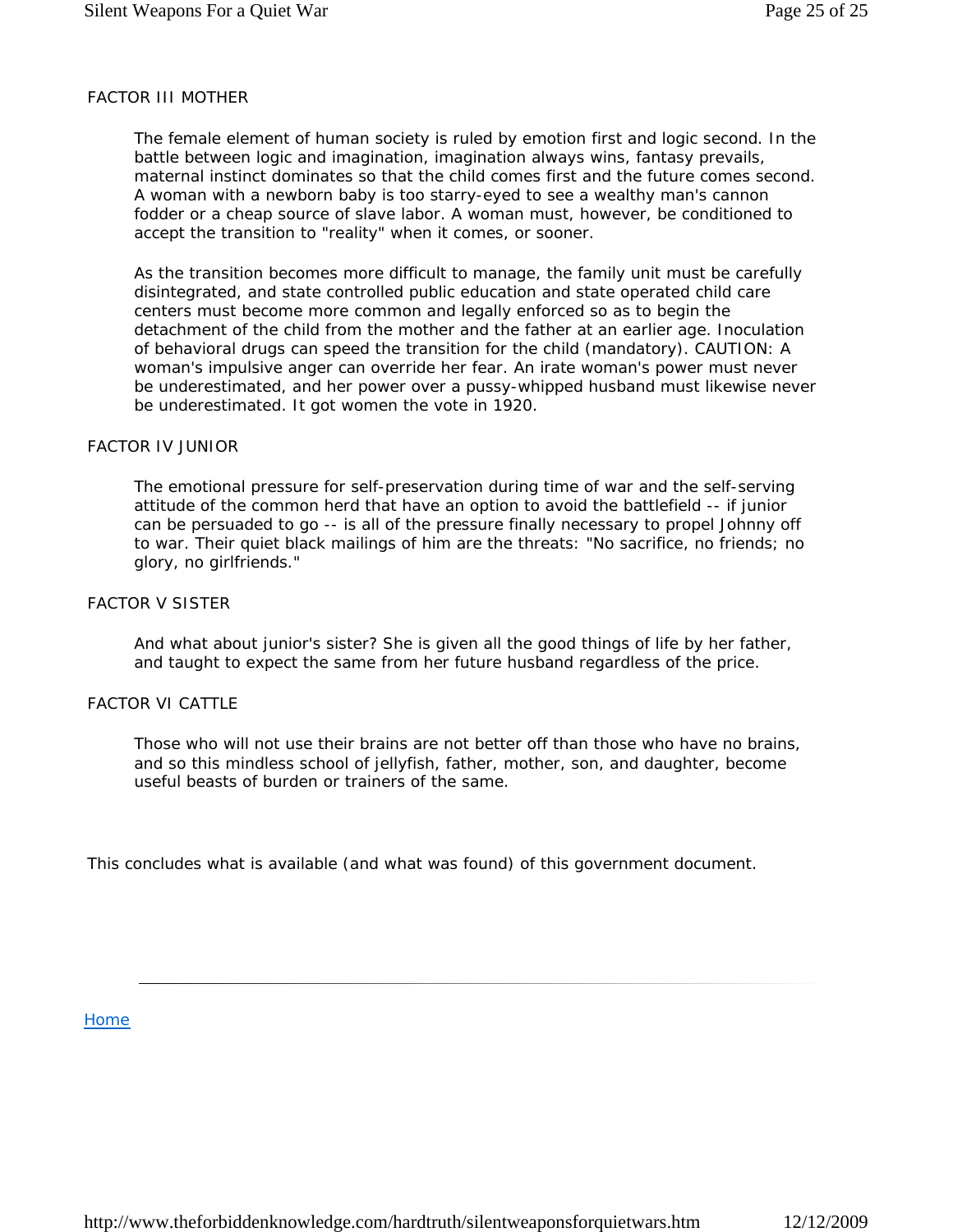### FACTOR III MOTHER

The female element of human society is ruled by emotion first and logic second. In the battle between logic and imagination, imagination always wins, fantasy prevails, maternal instinct dominates so that the child comes first and the future comes second. A woman with a newborn baby is too starry-eyed to see a wealthy man's cannon fodder or a cheap source of slave labor. A woman must, however, be conditioned to accept the transition to "reality" when it comes, or sooner.

As the transition becomes more difficult to manage, the family unit must be carefully disintegrated, and state controlled public education and state operated child care centers must become more common and legally enforced so as to begin the detachment of the child from the mother and the father at an earlier age. Inoculation of behavioral drugs can speed the transition for the child (mandatory). CAUTION: A woman's impulsive anger can override her fear. An irate woman's power must never be underestimated, and her power over a pussy-whipped husband must likewise never be underestimated. It got women the vote in 1920.

### FACTOR IV JUNIOR

The emotional pressure for self-preservation during time of war and the self-serving attitude of the common herd that have an option to avoid the battlefield -- if junior can be persuaded to go -- is all of the pressure finally necessary to propel Johnny off to war. Their quiet black mailings of him are the threats: "No sacrifice, no friends; no glory, no girlfriends."

### FACTOR V SISTER

And what about junior's sister? She is given all the good things of life by her father, and taught to expect the same from her future husband regardless of the price.

### FACTOR VI CATTLE

Those who will not use their brains are not better off than those who have no brains, and so this mindless school of jellyfish, father, mother, son, and daughter, become useful beasts of burden or trainers of the same.

This concludes what is available (and what was found) of this government document.

---

Home